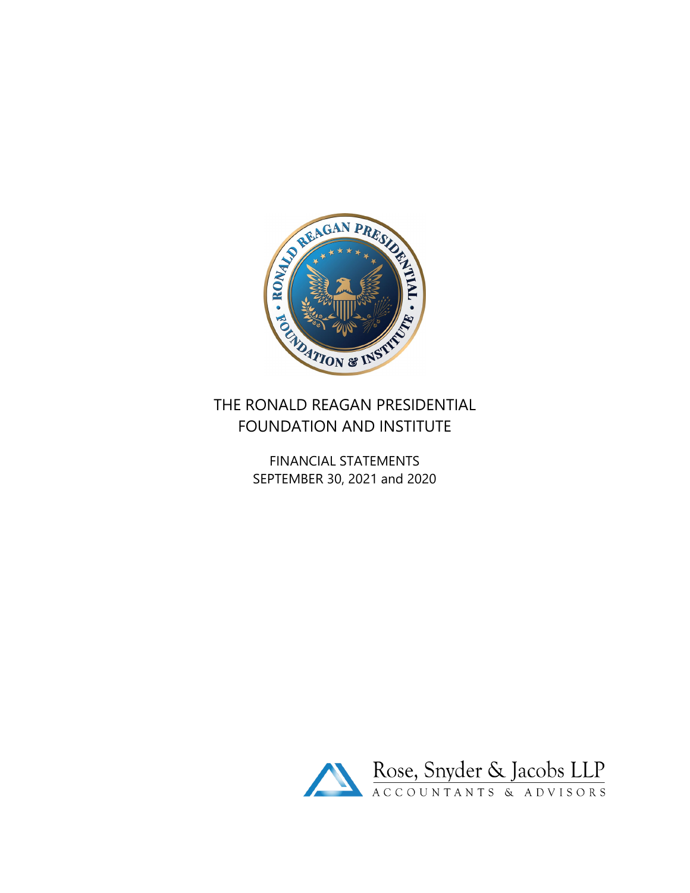# THE RONALD REAGAN PRESIDENTIAL FOUNDATION AND INSTITUTE

FINANCIAL STATEMENTS
SEPTEMBER 30, 2021 and 2020

Rose, Snyder & Jacobs LLP
ACCOUNTANTS & ADVISORS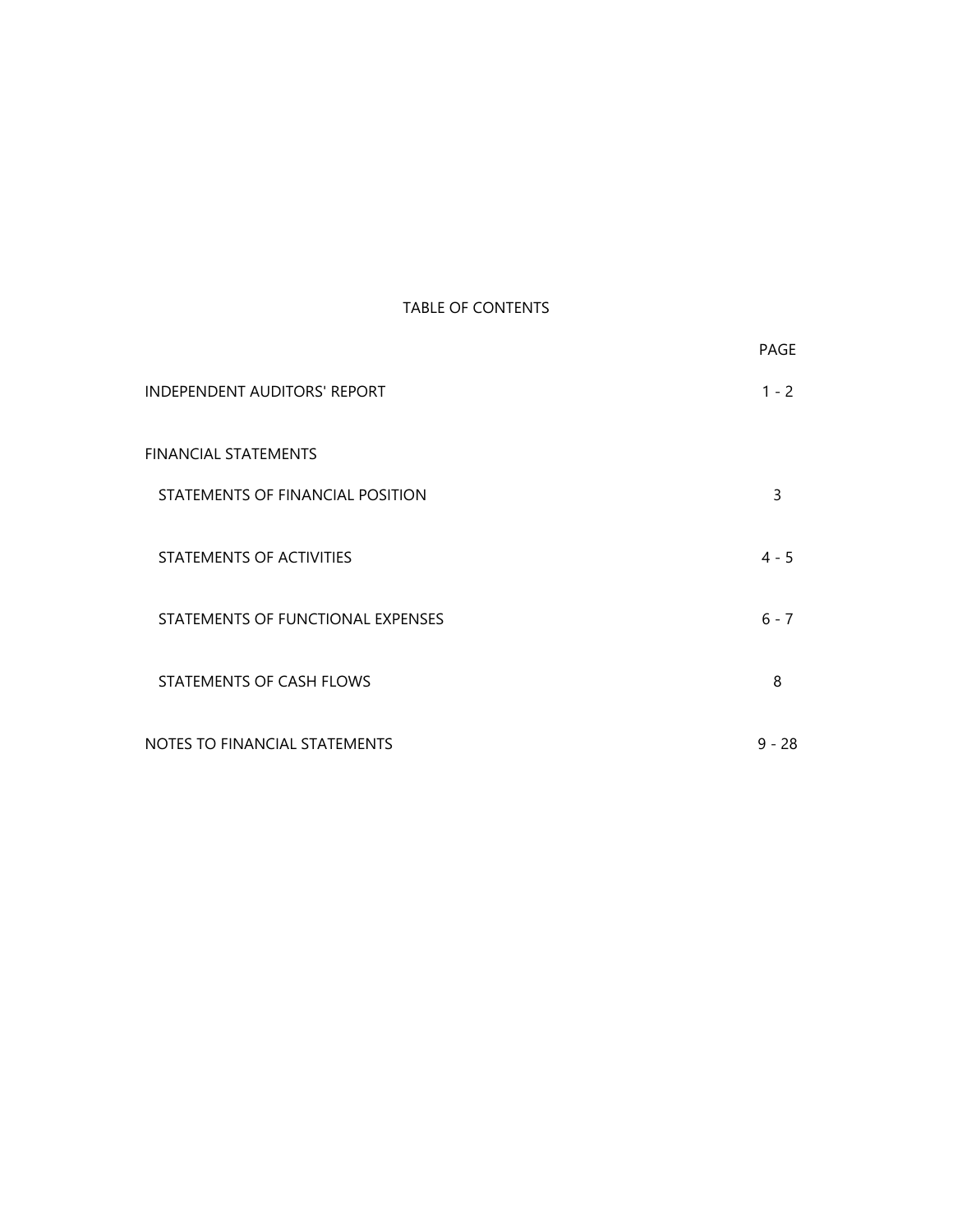# TABLE OF CONTENTS

| | PAGE |
|---|---|
| INDEPENDENT AUDITORS' REPORT | 1 - 2 |
| FINANCIAL STATEMENTS | |
| STATEMENTS OF FINANCIAL POSITION | 3 |
| STATEMENTS OF ACTIVITIES | 4 - 5 |
| STATEMENTS OF FUNCTIONAL EXPENSES | 6 - 7 |
| STATEMENTS OF CASH FLOWS | 8 |
| NOTES TO FINANCIAL STATEMENTS | 9 - 28 |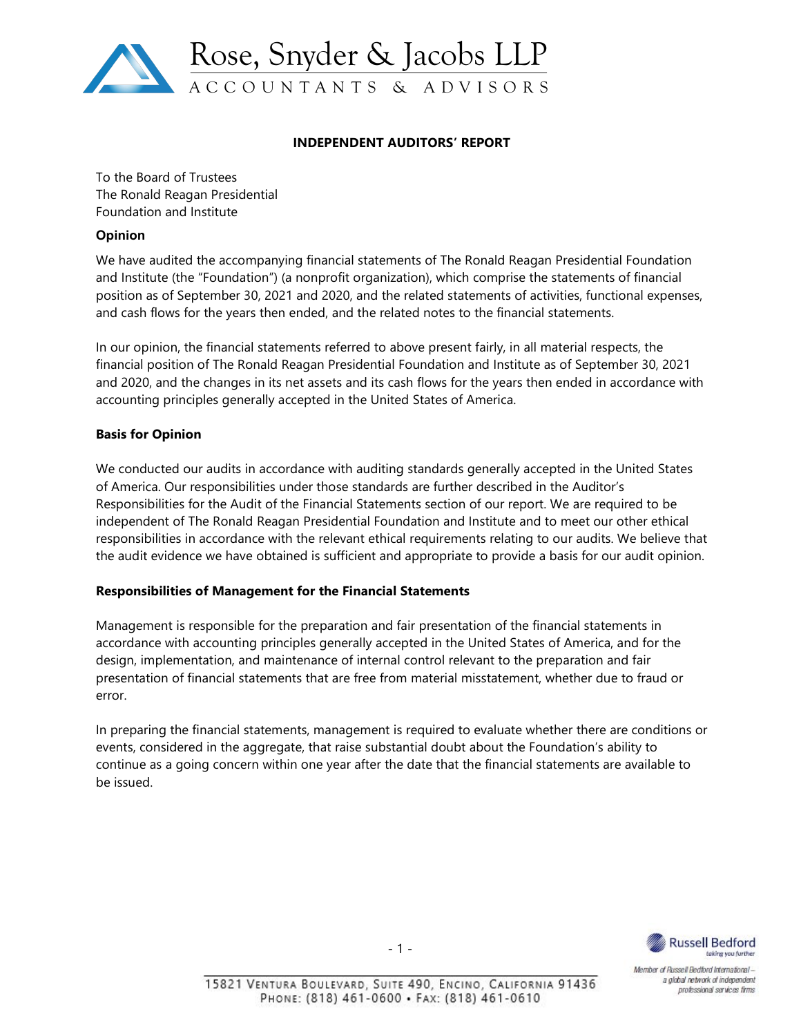Rose, Snyder & Jacobs LLP
ACCOUNTANTS & ADVISORS

## INDEPENDENT AUDITORS' REPORT

To the Board of Trustees
The Ronald Reagan Presidential
Foundation and Institute

### Opinion

We have audited the accompanying financial statements of The Ronald Reagan Presidential Foundation and Institute (the "Foundation") (a nonprofit organization), which comprise the statements of financial position as of September 30, 2021 and 2020, and the related statements of activities, functional expenses, and cash flows for the years then ended, and the related notes to the financial statements.

In our opinion, the financial statements referred to above present fairly, in all material respects, the financial position of The Ronald Reagan Presidential Foundation and Institute as of September 30, 2021 and 2020, and the changes in its net assets and its cash flows for the years then ended in accordance with accounting principles generally accepted in the United States of America.

### Basis for Opinion

We conducted our audits in accordance with auditing standards generally accepted in the United States of America. Our responsibilities under those standards are further described in the Auditor's Responsibilities for the Audit of the Financial Statements section of our report. We are required to be independent of The Ronald Reagan Presidential Foundation and Institute and to meet our other ethical responsibilities in accordance with the relevant ethical requirements relating to our audits. We believe that the audit evidence we have obtained is sufficient and appropriate to provide a basis for our audit opinion.

### Responsibilities of Management for the Financial Statements

Management is responsible for the preparation and fair presentation of the financial statements in accordance with accounting principles generally accepted in the United States of America, and for the design, implementation, and maintenance of internal control relevant to the preparation and fair presentation of financial statements that are free from material misstatement, whether due to fraud or error.

In preparing the financial statements, management is required to evaluate whether there are conditions or events, considered in the aggregate, that raise substantial doubt about the Foundation's ability to continue as a going concern within one year after the date that the financial statements are available to be issued.

15821 Ventura Boulevard, Suite 490, Encino, California 91436
Phone: (818) 461-0600 • Fax: (818) 461-0610

Russell Bedford
taking you further

Member of Russell Bedford International – a global network of independent professional services firms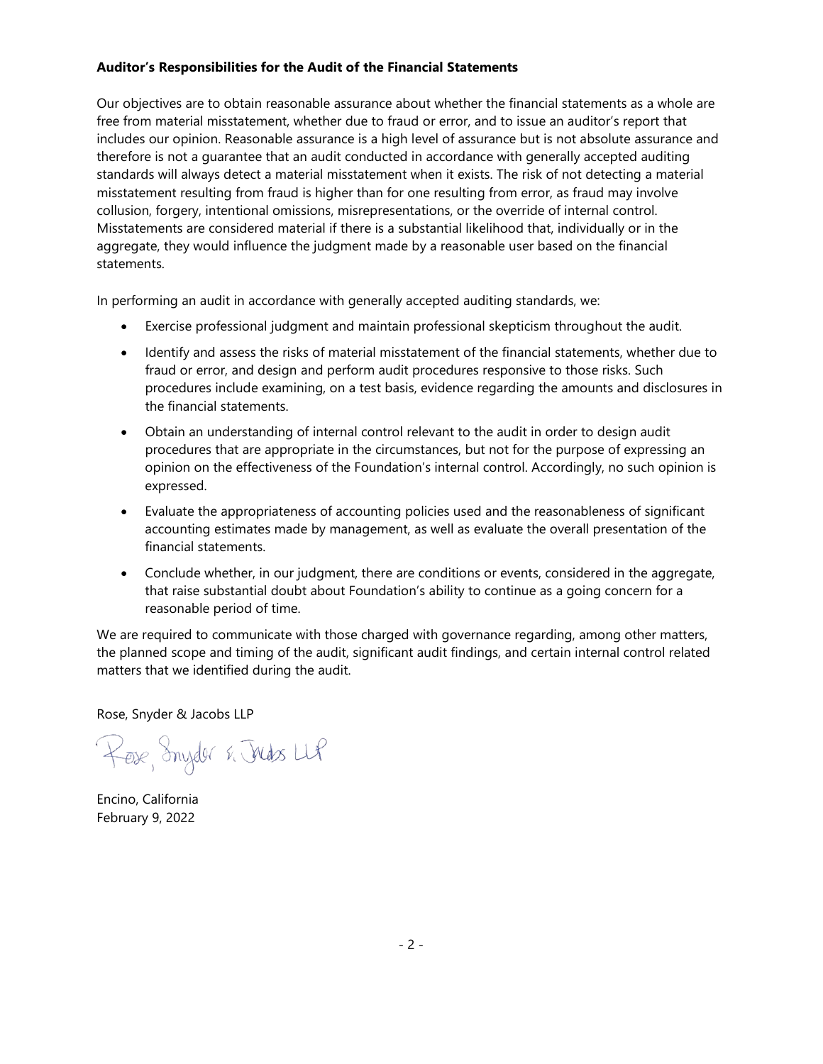**Auditor's Responsibilities for the Audit of the Financial Statements**

Our objectives are to obtain reasonable assurance about whether the financial statements as a whole are free from material misstatement, whether due to fraud or error, and to issue an auditor's report that includes our opinion. Reasonable assurance is a high level of assurance but is not absolute assurance and therefore is not a guarantee that an audit conducted in accordance with generally accepted auditing standards will always detect a material misstatement when it exists. The risk of not detecting a material misstatement resulting from fraud is higher than for one resulting from error, as fraud may involve collusion, forgery, intentional omissions, misrepresentations, or the override of internal control. Misstatements are considered material if there is a substantial likelihood that, individually or in the aggregate, they would influence the judgment made by a reasonable user based on the financial statements.

In performing an audit in accordance with generally accepted auditing standards, we:

- Exercise professional judgment and maintain professional skepticism throughout the audit.
- Identify and assess the risks of material misstatement of the financial statements, whether due to fraud or error, and design and perform audit procedures responsive to those risks. Such procedures include examining, on a test basis, evidence regarding the amounts and disclosures in the financial statements.
- Obtain an understanding of internal control relevant to the audit in order to design audit procedures that are appropriate in the circumstances, but not for the purpose of expressing an opinion on the effectiveness of the Foundation's internal control. Accordingly, no such opinion is expressed.
- Evaluate the appropriateness of accounting policies used and the reasonableness of significant accounting estimates made by management, as well as evaluate the overall presentation of the financial statements.
- Conclude whether, in our judgment, there are conditions or events, considered in the aggregate, that raise substantial doubt about Foundation's ability to continue as a going concern for a reasonable period of time.

We are required to communicate with those charged with governance regarding, among other matters, the planned scope and timing of the audit, significant audit findings, and certain internal control related matters that we identified during the audit.

Rose, Snyder & Jacobs LLP

Rose, Snyder & Jacobs LLP

Encino, California
February 9, 2022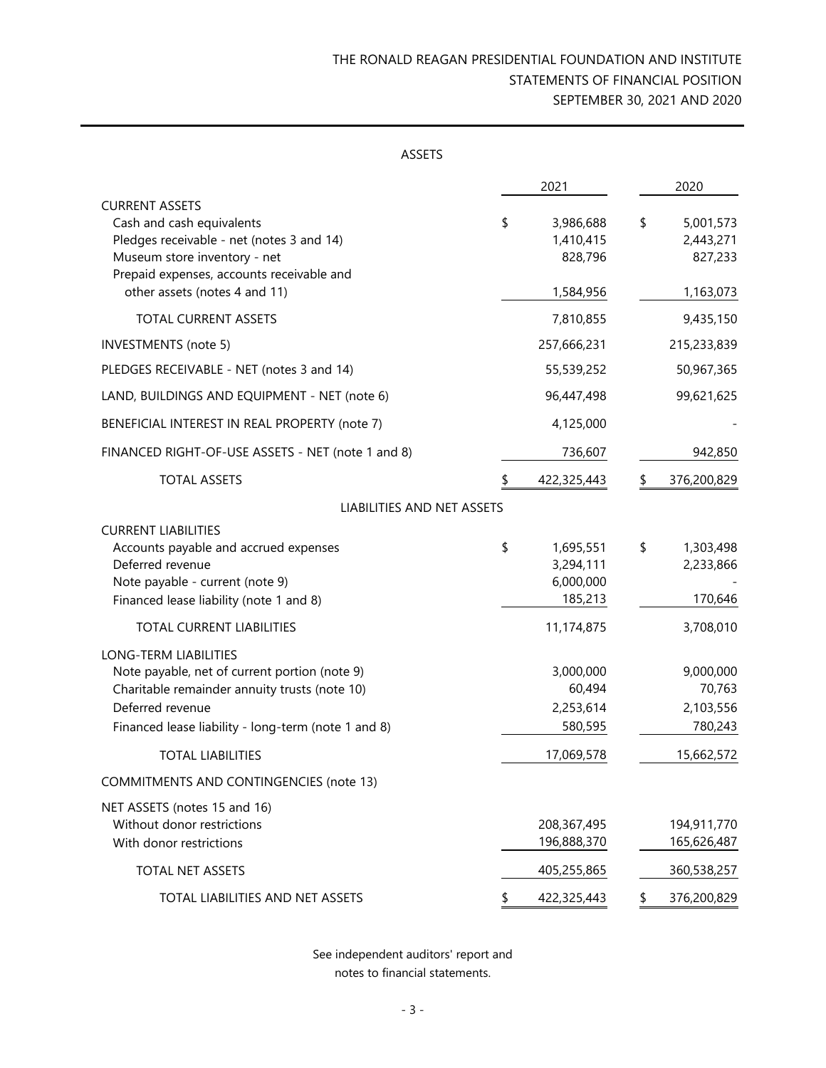# THE RONALD REAGAN PRESIDENTIAL FOUNDATION AND INSTITUTE
## STATEMENTS OF FINANCIAL POSITION
## SEPTEMBER 30, 2021 AND 2020

### ASSETS

| | 2021 | 2020 |
|---|---|---|
| CURRENT ASSETS | | |
| Cash and cash equivalents | $ 3,986,688 | $ 5,001,573 |
| Pledges receivable - net (notes 3 and 14) | 1,410,415 | 2,443,271 |
| Museum store inventory - net | 828,796 | 827,233 |
| Prepaid expenses, accounts receivable and other assets (notes 4 and 11) | 1,584,956 | 1,163,073 |
| TOTAL CURRENT ASSETS | 7,810,855 | 9,435,150 |
| INVESTMENTS (note 5) | 257,666,231 | 215,233,839 |
| PLEDGES RECEIVABLE - NET (notes 3 and 14) | 55,539,252 | 50,967,365 |
| LAND, BUILDINGS AND EQUIPMENT - NET (note 6) | 96,447,498 | 99,621,625 |
| BENEFICIAL INTEREST IN REAL PROPERTY (note 7) | 4,125,000 | - |
| FINANCED RIGHT-OF-USE ASSETS - NET (note 1 and 8) | 736,607 | 942,850 |
| TOTAL ASSETS | $ 422,325,443 | $ 376,200,829 |

### LIABILITIES AND NET ASSETS

| | 2021 | 2020 |
|---|---|---|
| CURRENT LIABILITIES | | |
| Accounts payable and accrued expenses | $ 1,695,551 | $ 1,303,498 |
| Deferred revenue | 3,294,111 | 2,233,866 |
| Note payable - current (note 9) | 6,000,000 | - |
| Financed lease liability (note 1 and 8) | 185,213 | 170,646 |
| TOTAL CURRENT LIABILITIES | 11,174,875 | 3,708,010 |
| LONG-TERM LIABILITIES | | |
| Note payable, net of current portion (note 9) | 3,000,000 | 9,000,000 |
| Charitable remainder annuity trusts (note 10) | 60,494 | 70,763 |
| Deferred revenue | 2,253,614 | 2,103,556 |
| Financed lease liability - long-term (note 1 and 8) | 580,595 | 780,243 |
| TOTAL LIABILITIES | 17,069,578 | 15,662,572 |
| COMMITMENTS AND CONTINGENCIES (note 13) | | |
| NET ASSETS (notes 15 and 16) | | |
| Without donor restrictions | 208,367,495 | 194,911,770 |
| With donor restrictions | 196,888,370 | 165,626,487 |
| TOTAL NET ASSETS | 405,255,865 | 360,538,257 |
| TOTAL LIABILITIES AND NET ASSETS | $ 422,325,443 | $ 376,200,829 |

See independent auditors' report and notes to financial statements.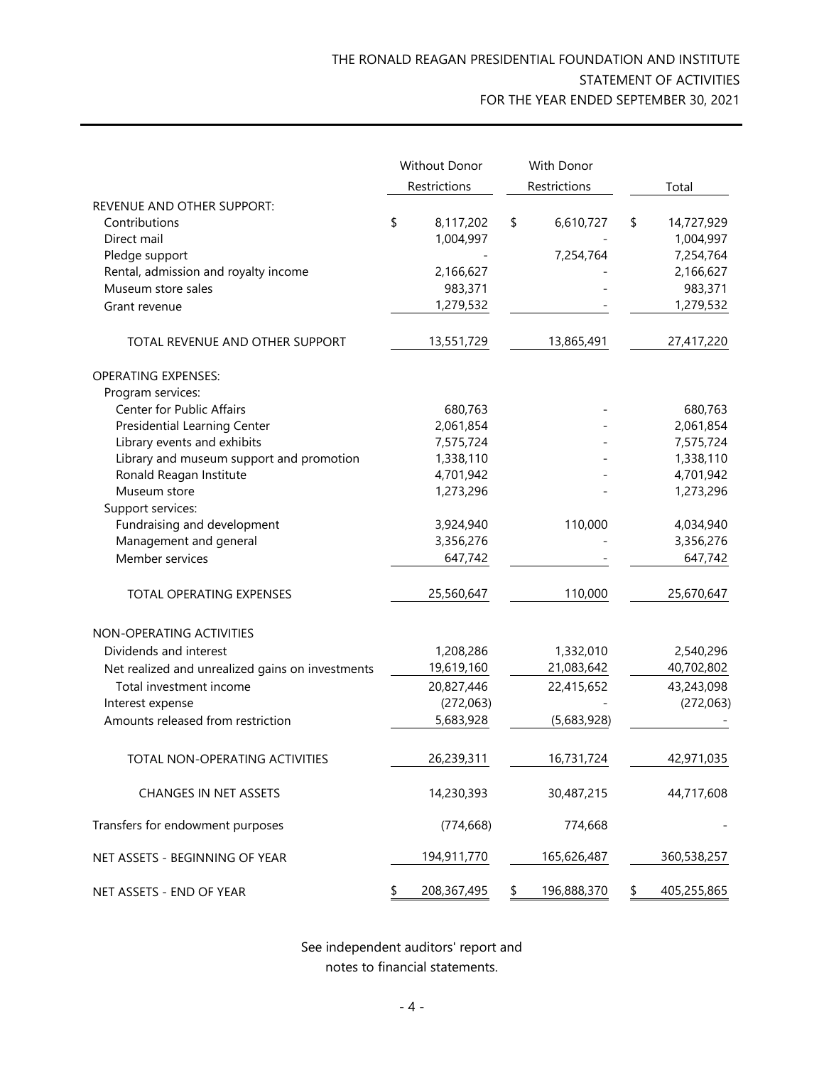# THE RONALD REAGAN PRESIDENTIAL FOUNDATION AND INSTITUTE

## STATEMENT OF ACTIVITIES

### FOR THE YEAR ENDED SEPTEMBER 30, 2021

| | Without Donor Restrictions | With Donor Restrictions | Total |
|---|---|---|---|
| REVENUE AND OTHER SUPPORT: | | | |
| Contributions | $ 8,117,202 | $ 6,610,727 | $ 14,727,929 |
| Direct mail | 1,004,997 | - | 1,004,997 |
| Pledge support | - | 7,254,764 | 7,254,764 |
| Rental, admission and royalty income | 2,166,627 | - | 2,166,627 |
| Museum store sales | 983,371 | - | 983,371 |
| Grant revenue | 1,279,532 | - | 1,279,532 |
| TOTAL REVENUE AND OTHER SUPPORT | 13,551,729 | 13,865,491 | 27,417,220 |
| OPERATING EXPENSES: | | | |
| Program services: | | | |
| Center for Public Affairs | 680,763 | - | 680,763 |
| Presidential Learning Center | 2,061,854 | - | 2,061,854 |
| Library events and exhibits | 7,575,724 | - | 7,575,724 |
| Library and museum support and promotion | 1,338,110 | - | 1,338,110 |
| Ronald Reagan Institute | 4,701,942 | - | 4,701,942 |
| Museum store | 1,273,296 | - | 1,273,296 |
| Support services: | | | |
| Fundraising and development | 3,924,940 | 110,000 | 4,034,940 |
| Management and general | 3,356,276 | - | 3,356,276 |
| Member services | 647,742 | - | 647,742 |
| TOTAL OPERATING EXPENSES | 25,560,647 | 110,000 | 25,670,647 |
| NON-OPERATING ACTIVITIES | | | |
| Dividends and interest | 1,208,286 | 1,332,010 | 2,540,296 |
| Net realized and unrealized gains on investments | 19,619,160 | 21,083,642 | 40,702,802 |
| Total investment income | 20,827,446 | 22,415,652 | 43,243,098 |
| Interest expense | (272,063) | - | (272,063) |
| Amounts released from restriction | 5,683,928 | (5,683,928) | - |
| TOTAL NON-OPERATING ACTIVITIES | 26,239,311 | 16,731,724 | 42,971,035 |
| CHANGES IN NET ASSETS | 14,230,393 | 30,487,215 | 44,717,608 |
| Transfers for endowment purposes | (774,668) | 774,668 | - |
| NET ASSETS - BEGINNING OF YEAR | 194,911,770 | 165,626,487 | 360,538,257 |
| NET ASSETS - END OF YEAR | $ 208,367,495 | $ 196,888,370 | $ 405,255,865 |

See independent auditors' report and notes to financial statements.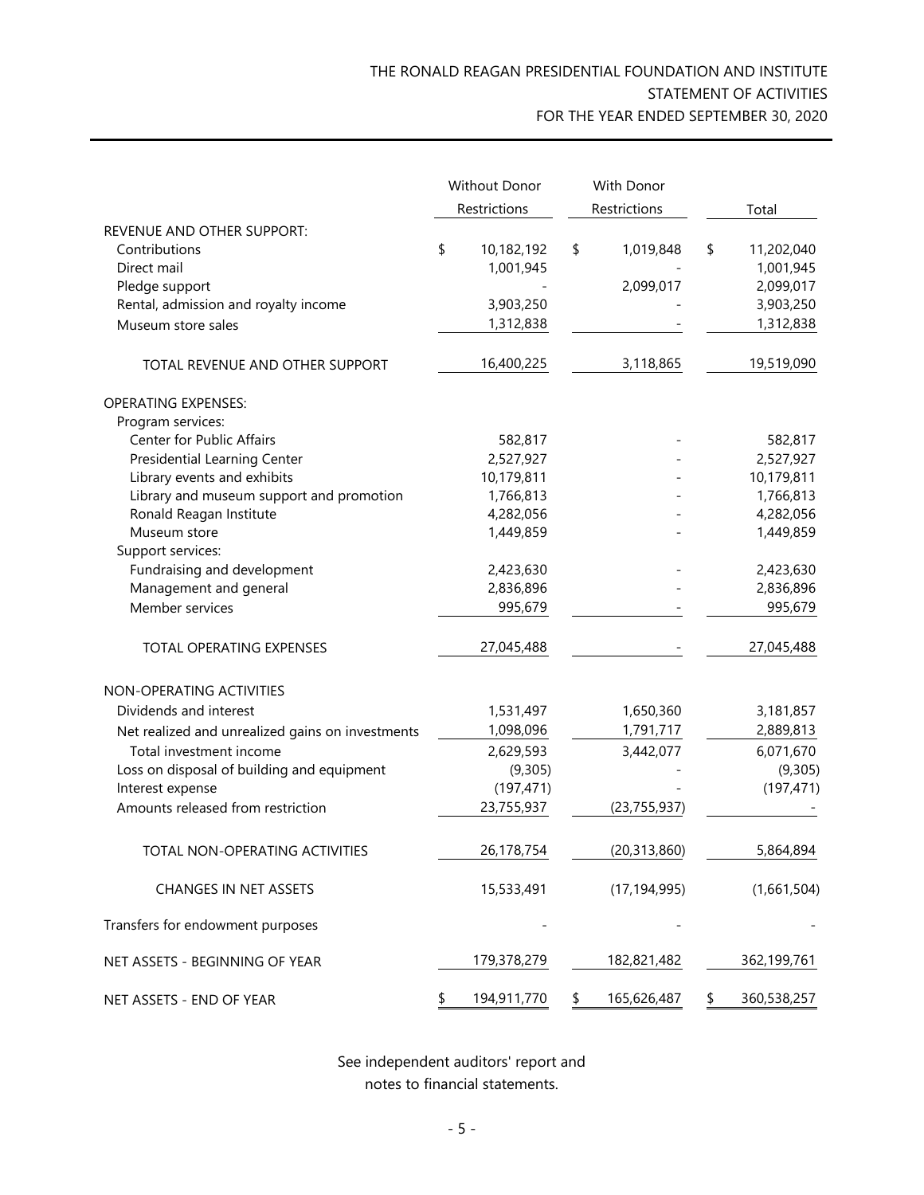# THE RONALD REAGAN PRESIDENTIAL FOUNDATION AND INSTITUTE

## STATEMENT OF ACTIVITIES

### FOR THE YEAR ENDED SEPTEMBER 30, 2020

| | Without Donor Restrictions | With Donor Restrictions | Total |
|---|---|---|---|
| REVENUE AND OTHER SUPPORT: | | | |
| Contributions | $ 10,182,192 | $ 1,019,848 | $ 11,202,040 |
| Direct mail | 1,001,945 | - | 1,001,945 |
| Pledge support | - | 2,099,017 | 2,099,017 |
| Rental, admission and royalty income | 3,903,250 | - | 3,903,250 |
| Museum store sales | 1,312,838 | - | 1,312,838 |
| TOTAL REVENUE AND OTHER SUPPORT | 16,400,225 | 3,118,865 | 19,519,090 |
| OPERATING EXPENSES: | | | |
| Program services: | | | |
| Center for Public Affairs | 582,817 | - | 582,817 |
| Presidential Learning Center | 2,527,927 | - | 2,527,927 |
| Library events and exhibits | 10,179,811 | - | 10,179,811 |
| Library and museum support and promotion | 1,766,813 | - | 1,766,813 |
| Ronald Reagan Institute | 4,282,056 | - | 4,282,056 |
| Museum store | 1,449,859 | - | 1,449,859 |
| Support services: | | | |
| Fundraising and development | 2,423,630 | - | 2,423,630 |
| Management and general | 2,836,896 | - | 2,836,896 |
| Member services | 995,679 | - | 995,679 |
| TOTAL OPERATING EXPENSES | 27,045,488 | - | 27,045,488 |
| NON-OPERATING ACTIVITIES | | | |
| Dividends and interest | 1,531,497 | 1,650,360 | 3,181,857 |
| Net realized and unrealized gains on investments | 1,098,096 | 1,791,717 | 2,889,813 |
| Total investment income | 2,629,593 | 3,442,077 | 6,071,670 |
| Loss on disposal of building and equipment | (9,305) | - | (9,305) |
| Interest expense | (197,471) | - | (197,471) |
| Amounts released from restriction | 23,755,937 | (23,755,937) | - |
| TOTAL NON-OPERATING ACTIVITIES | 26,178,754 | (20,313,860) | 5,864,894 |
| CHANGES IN NET ASSETS | 15,533,491 | (17,194,995) | (1,661,504) |
| Transfers for endowment purposes | - | - | - |
| NET ASSETS - BEGINNING OF YEAR | 179,378,279 | 182,821,482 | 362,199,761 |
| NET ASSETS - END OF YEAR | $ 194,911,770 | $ 165,626,487 | $ 360,538,257 |

See independent auditors' report and notes to financial statements.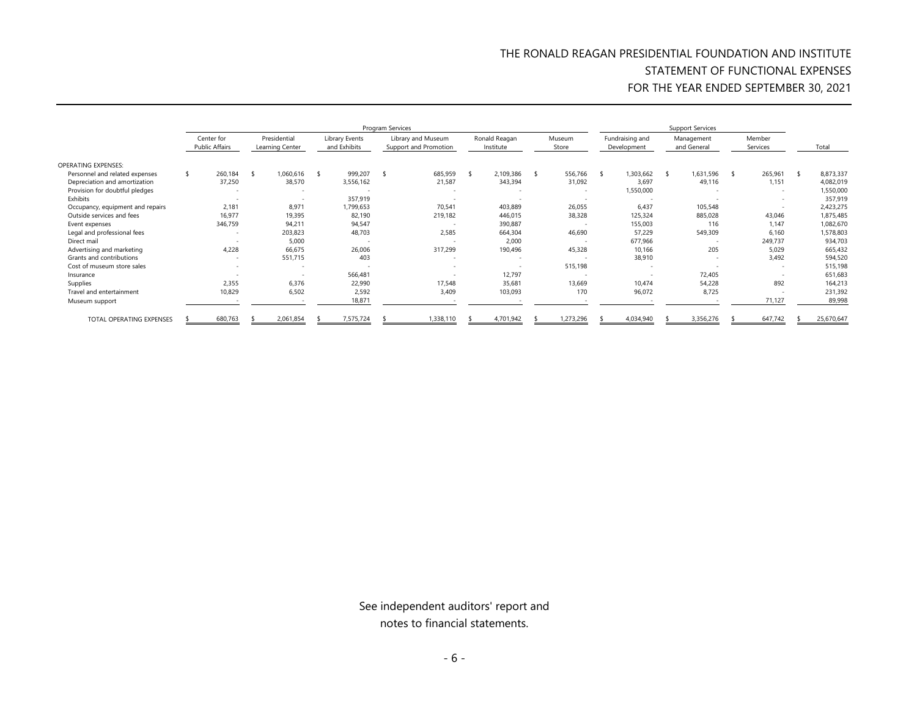# THE RONALD REAGAN PRESIDENTIAL FOUNDATION AND INSTITUTE
## STATEMENT OF FUNCTIONAL EXPENSES
## FOR THE YEAR ENDED SEPTEMBER 30, 2021

| | Program Services | | | | | | Support Services | | | |
|---|---|---|---|---|---|---|---|---|---|---|
| | Center for Public Affairs | Presidential Learning Center | Library Events and Exhibits | Library and Museum Support and Promotion | Ronald Reagan Institute | Museum Store | Fundraising and Development | Management and General | Member Services | Total |
| OPERATING EXPENSES: | | | | | | | | | | |
| Personnel and related expenses | $ 260,184 | $ 1,060,616 | $ 999,207 | $ 685,959 | $ 2,109,386 | $ 556,766 | $ 1,303,662 | $ 1,631,596 | $ 265,961 | $ 8,873,337 |
| Depreciation and amortization | 37,250 | 38,570 | 3,556,162 | 21,587 | 343,394 | 31,092 | 3,697 | 49,116 | 1,151 | 4,082,019 |
| Provision for doubtful pledges | - | - | - | - | - | - | 1,550,000 | - | - | 1,550,000 |
| Exhibits | - | - | 357,919 | - | - | - | - | - | - | 357,919 |
| Occupancy, equipment and repairs | 2,181 | 8,971 | 1,799,653 | 70,541 | 403,889 | 26,055 | 6,437 | 105,548 | - | 2,423,275 |
| Outside services and fees | 16,977 | 19,395 | 82,190 | 219,182 | 446,015 | 38,328 | 125,324 | 885,028 | 43,046 | 1,875,485 |
| Event expenses | 346,759 | 94,211 | 94,547 | - | 390,887 | - | 155,003 | 116 | 1,147 | 1,082,670 |
| Legal and professional fees | - | 203,823 | 48,703 | 2,585 | 664,304 | 46,690 | 57,229 | 549,309 | 6,160 | 1,578,803 |
| Direct mail | - | 5,000 | - | - | 2,000 | - | 677,966 | - | 249,737 | 934,703 |
| Advertising and marketing | 4,228 | 66,675 | 26,006 | 317,299 | 190,496 | 45,328 | 10,166 | 205 | 5,029 | 665,432 |
| Grants and contributions | - | 551,715 | 403 | - | - | - | 38,910 | - | 3,492 | 594,520 |
| Cost of museum store sales | - | - | - | - | - | 515,198 | - | - | - | 515,198 |
| Insurance | - | - | 566,481 | - | 12,797 | - | - | 72,405 | - | 651,683 |
| Supplies | 2,355 | 6,376 | 22,990 | 17,548 | 35,681 | 13,669 | 10,474 | 54,228 | 892 | 164,213 |
| Travel and entertainment | 10,829 | 6,502 | 2,592 | 3,409 | 103,093 | 170 | 96,072 | 8,725 | - | 231,392 |
| Museum support | - | - | 18,871 | - | - | - | - | - | 71,127 | 89,998 |
| TOTAL OPERATING EXPENSES | $ 680,763 | $ 2,061,854 | $ 7,575,724 | $ 1,338,110 | $ 4,701,942 | $ 1,273,296 | $ 4,034,940 | $ 3,356,276 | $ 647,742 | $ 25,670,647 |

See independent auditors' report and notes to financial statements.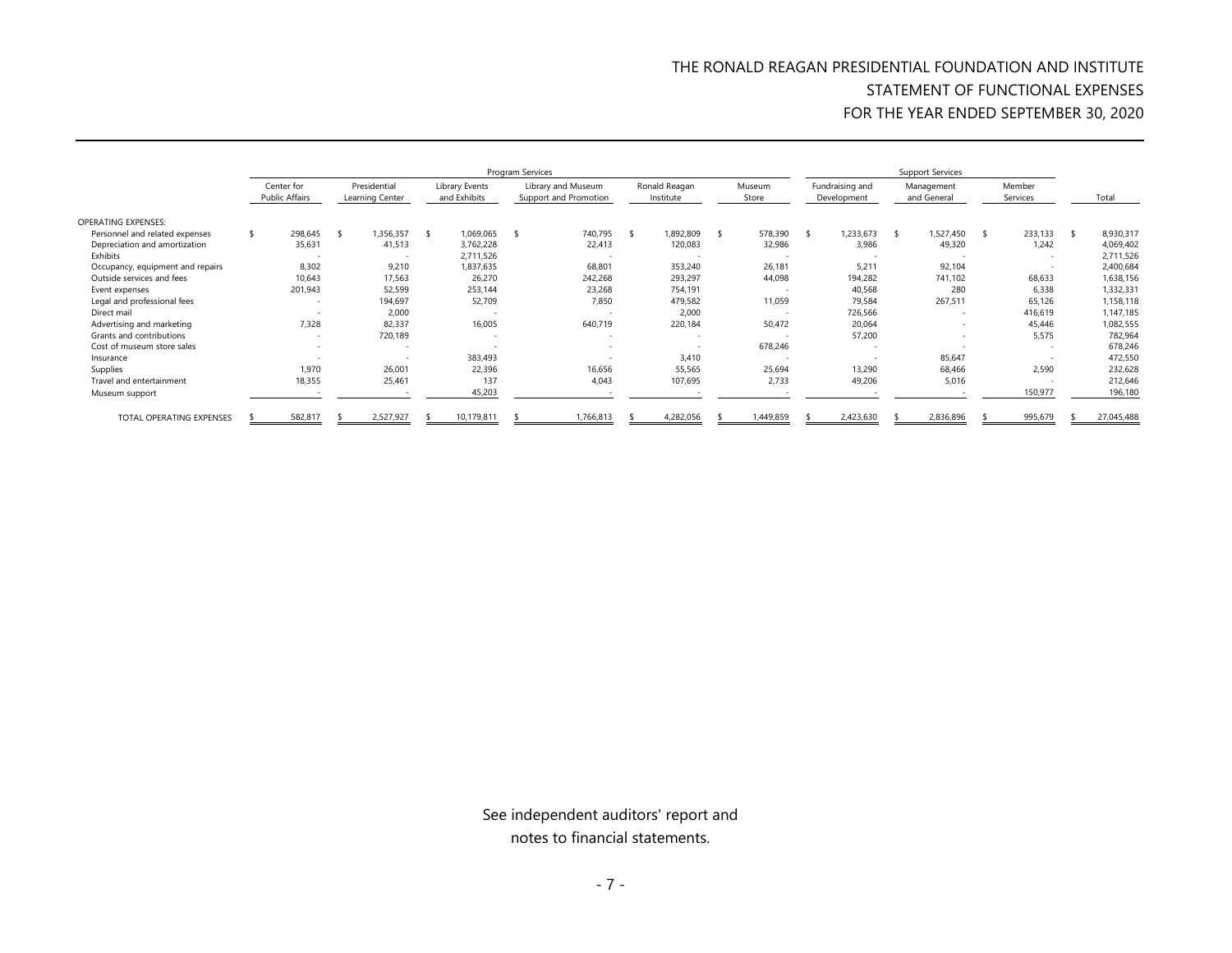# THE RONALD REAGAN PRESIDENTIAL FOUNDATION AND INSTITUTE
## STATEMENT OF FUNCTIONAL EXPENSES
## FOR THE YEAR ENDED SEPTEMBER 30, 2020

| | Program Services | | | | | | Support Services | | | |
|---|---|---|---|---|---|---|---|---|---|---|
| | Center for Public Affairs | Presidential Learning Center | Library Events and Exhibits | Library and Museum Support and Promotion | Ronald Reagan Institute | Museum Store | Fundraising and Development | Management and General | Member Services | Total |
| OPERATING EXPENSES: | | | | | | | | | | |
| Personnel and related expenses | $ 298,645 | $ 1,356,357 | $ 1,069,065 | $ 740,795 | $ 1,892,809 | $ 578,390 | $ 1,233,673 | $ 1,527,450 | $ 233,133 | $ 8,930,317 |
| Depreciation and amortization | 35,631 | 41,513 | 3,762,228 | 22,413 | 120,083 | 32,986 | 3,986 | 49,320 | 1,242 | 4,069,402 |
| Exhibits | - | - | 2,711,526 | - | - | - | - | - | - | 2,711,526 |
| Occupancy, equipment and repairs | 8,302 | 9,210 | 1,837,635 | 68,801 | 353,240 | 26,181 | 5,211 | 92,104 | - | 2,400,684 |
| Outside services and fees | 10,643 | 17,563 | 26,270 | 242,268 | 293,297 | 44,098 | 194,282 | 741,102 | 68,633 | 1,638,156 |
| Event expenses | 201,943 | 52,599 | 253,144 | 23,268 | 754,191 | - | 40,568 | 280 | 6,338 | 1,332,331 |
| Legal and professional fees | - | 194,697 | 52,709 | 7,850 | 479,582 | 11,059 | 79,584 | 267,511 | 65,126 | 1,158,118 |
| Direct mail | - | 2,000 | - | - | 2,000 | - | 726,566 | - | 416,619 | 1,147,185 |
| Advertising and marketing | 7,328 | 82,337 | 16,005 | 640,719 | 220,184 | 50,472 | 20,064 | - | 45,446 | 1,082,555 |
| Grants and contributions | - | 720,189 | - | - | - | - | 57,200 | - | 5,575 | 782,964 |
| Cost of museum store sales | - | - | - | - | - | 678,246 | - | - | - | 678,246 |
| Insurance | - | - | 383,493 | - | 3,410 | - | - | 85,647 | - | 472,550 |
| Supplies | 1,970 | 26,001 | 22,396 | 16,656 | 55,565 | 25,694 | 13,290 | 68,466 | 2,590 | 232,628 |
| Travel and entertainment | 18,355 | 25,461 | 137 | 4,043 | 107,695 | 2,733 | 49,206 | 5,016 | - | 212,646 |
| Museum support | - | - | 45,203 | - | - | - | - | - | 150,977 | 196,180 |
| TOTAL OPERATING EXPENSES | $ 582,817 | $ 2,527,927 | $ 10,179,811 | $ 1,766,813 | $ 4,282,056 | $ 1,449,859 | $ 2,423,630 | $ 2,836,896 | $ 995,679 | $ 27,045,488 |

See independent auditors' report and notes to financial statements.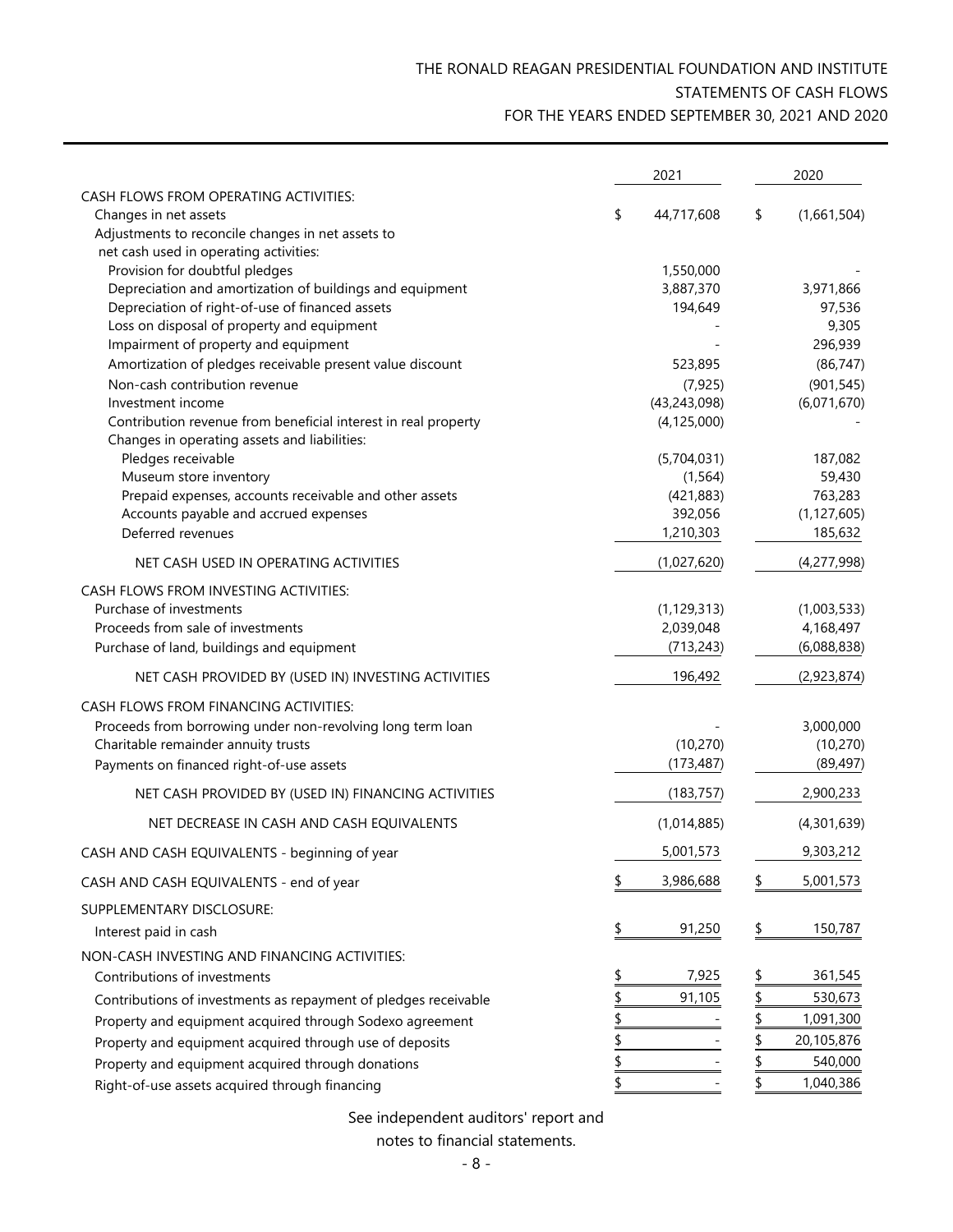# THE RONALD REAGAN PRESIDENTIAL FOUNDATION AND INSTITUTE
## STATEMENTS OF CASH FLOWS
## FOR THE YEARS ENDED SEPTEMBER 30, 2021 AND 2020

| | 2021 | 2020 |
|---|---|---|
| CASH FLOWS FROM OPERATING ACTIVITIES: | | |
| Changes in net assets | $ 44,717,608 | $ (1,661,504) |
| Adjustments to reconcile changes in net assets to net cash used in operating activities: | | |
| Provision for doubtful pledges | 1,550,000 | - |
| Depreciation and amortization of buildings and equipment | 3,887,370 | 3,971,866 |
| Depreciation of right-of-use of financed assets | 194,649 | 97,536 |
| Loss on disposal of property and equipment | - | 9,305 |
| Impairment of property and equipment | - | 296,939 |
| Amortization of pledges receivable present value discount | 523,895 | (86,747) |
| Non-cash contribution revenue | (7,925) | (901,545) |
| Investment income | (43,243,098) | (6,071,670) |
| Contribution revenue from beneficial interest in real property | (4,125,000) | - |
| Changes in operating assets and liabilities: | | |
| Pledges receivable | (5,704,031) | 187,082 |
| Museum store inventory | (1,564) | 59,430 |
| Prepaid expenses, accounts receivable and other assets | (421,883) | 763,283 |
| Accounts payable and accrued expenses | 392,056 | (1,127,605) |
| Deferred revenues | 1,210,303 | 185,632 |
| NET CASH USED IN OPERATING ACTIVITIES | (1,027,620) | (4,277,998) |
| CASH FLOWS FROM INVESTING ACTIVITIES: | | |
| Purchase of investments | (1,129,313) | (1,003,533) |
| Proceeds from sale of investments | 2,039,048 | 4,168,497 |
| Purchase of land, buildings and equipment | (713,243) | (6,088,838) |
| NET CASH PROVIDED BY (USED IN) INVESTING ACTIVITIES | 196,492 | (2,923,874) |
| CASH FLOWS FROM FINANCING ACTIVITIES: | | |
| Proceeds from borrowing under non-revolving long term loan | - | 3,000,000 |
| Charitable remainder annuity trusts | (10,270) | (10,270) |
| Payments on financed right-of-use assets | (173,487) | (89,497) |
| NET CASH PROVIDED BY (USED IN) FINANCING ACTIVITIES | (183,757) | 2,900,233 |
| NET DECREASE IN CASH AND CASH EQUIVALENTS | (1,014,885) | (4,301,639) |
| CASH AND CASH EQUIVALENTS - beginning of year | 5,001,573 | 9,303,212 |
| CASH AND CASH EQUIVALENTS - end of year | $ 3,986,688 | $ 5,001,573 |
| SUPPLEMENTARY DISCLOSURE: | | |
| Interest paid in cash | $ 91,250 | $ 150,787 |
| NON-CASH INVESTING AND FINANCING ACTIVITIES: | | |
| Contributions of investments | $ 7,925 | $ 361,545 |
| Contributions of investments as repayment of pledges receivable | $ 91,105 | $ 530,673 |
| Property and equipment acquired through Sodexo agreement | $ - | $ 1,091,300 |
| Property and equipment acquired through use of deposits | $ - | $ 20,105,876 |
| Property and equipment acquired through donations | $ - | $ 540,000 |
| Right-of-use assets acquired through financing | $ - | $ 1,040,386 |

See independent auditors' report and notes to financial statements.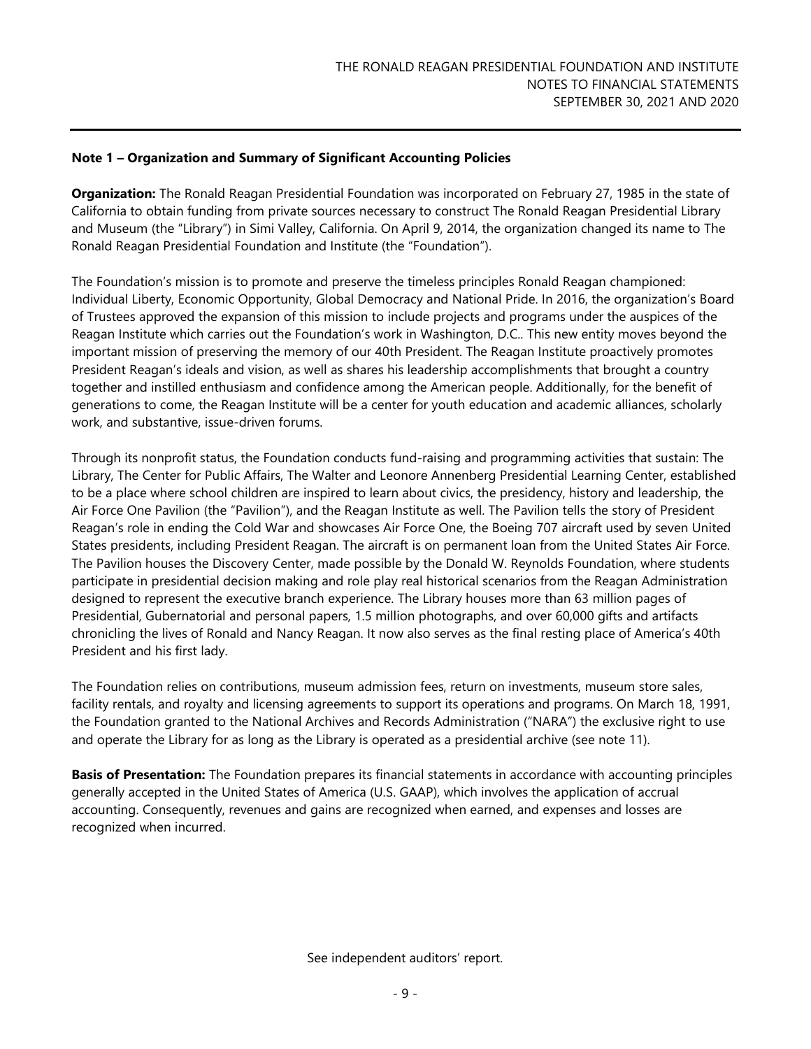## Note 1 – Organization and Summary of Significant Accounting Policies

**Organization:** The Ronald Reagan Presidential Foundation was incorporated on February 27, 1985 in the state of California to obtain funding from private sources necessary to construct The Ronald Reagan Presidential Library and Museum (the "Library") in Simi Valley, California. On April 9, 2014, the organization changed its name to The Ronald Reagan Presidential Foundation and Institute (the "Foundation").

The Foundation's mission is to promote and preserve the timeless principles Ronald Reagan championed: Individual Liberty, Economic Opportunity, Global Democracy and National Pride. In 2016, the organization's Board of Trustees approved the expansion of this mission to include projects and programs under the auspices of the Reagan Institute which carries out the Foundation's work in Washington, D.C.. This new entity moves beyond the important mission of preserving the memory of our 40th President. The Reagan Institute proactively promotes President Reagan's ideals and vision, as well as shares his leadership accomplishments that brought a country together and instilled enthusiasm and confidence among the American people. Additionally, for the benefit of generations to come, the Reagan Institute will be a center for youth education and academic alliances, scholarly work, and substantive, issue-driven forums.

Through its nonprofit status, the Foundation conducts fund-raising and programming activities that sustain: The Library, The Center for Public Affairs, The Walter and Leonore Annenberg Presidential Learning Center, established to be a place where school children are inspired to learn about civics, the presidency, history and leadership, the Air Force One Pavilion (the "Pavilion"), and the Reagan Institute as well. The Pavilion tells the story of President Reagan's role in ending the Cold War and showcases Air Force One, the Boeing 707 aircraft used by seven United States presidents, including President Reagan. The aircraft is on permanent loan from the United States Air Force. The Pavilion houses the Discovery Center, made possible by the Donald W. Reynolds Foundation, where students participate in presidential decision making and role play real historical scenarios from the Reagan Administration designed to represent the executive branch experience. The Library houses more than 63 million pages of Presidential, Gubernatorial and personal papers, 1.5 million photographs, and over 60,000 gifts and artifacts chronicling the lives of Ronald and Nancy Reagan. It now also serves as the final resting place of America's 40th President and his first lady.

The Foundation relies on contributions, museum admission fees, return on investments, museum store sales, facility rentals, and royalty and licensing agreements to support its operations and programs. On March 18, 1991, the Foundation granted to the National Archives and Records Administration ("NARA") the exclusive right to use and operate the Library for as long as the Library is operated as a presidential archive (see note 11).

**Basis of Presentation:** The Foundation prepares its financial statements in accordance with accounting principles generally accepted in the United States of America (U.S. GAAP), which involves the application of accrual accounting. Consequently, revenues and gains are recognized when earned, and expenses and losses are recognized when incurred.

See independent auditors' report.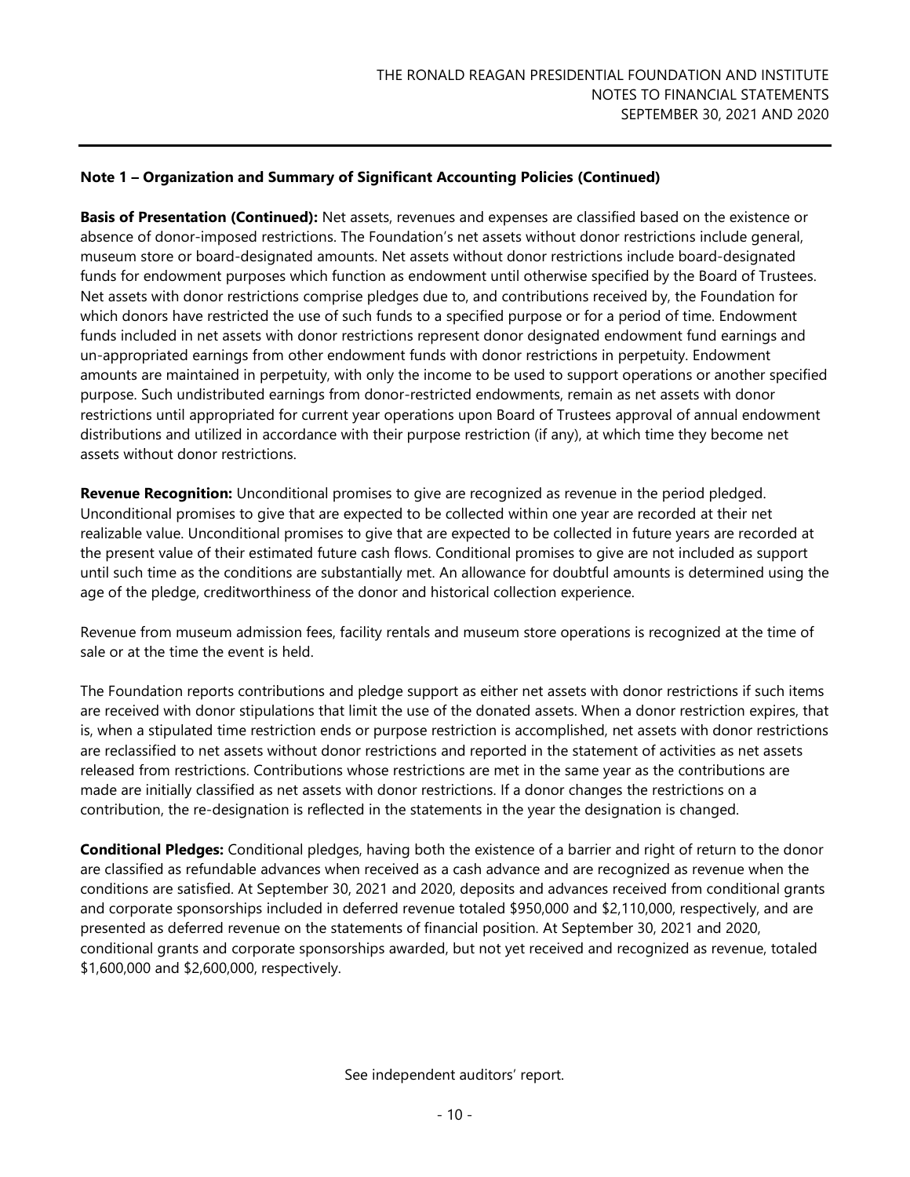**Note 1 – Organization and Summary of Significant Accounting Policies (Continued)**

**Basis of Presentation (Continued):** Net assets, revenues and expenses are classified based on the existence or absence of donor-imposed restrictions. The Foundation's net assets without donor restrictions include general, museum store or board-designated amounts. Net assets without donor restrictions include board-designated funds for endowment purposes which function as endowment until otherwise specified by the Board of Trustees. Net assets with donor restrictions comprise pledges due to, and contributions received by, the Foundation for which donors have restricted the use of such funds to a specified purpose or for a period of time. Endowment funds included in net assets with donor restrictions represent donor designated endowment fund earnings and un-appropriated earnings from other endowment funds with donor restrictions in perpetuity. Endowment amounts are maintained in perpetuity, with only the income to be used to support operations or another specified purpose. Such undistributed earnings from donor-restricted endowments, remain as net assets with donor restrictions until appropriated for current year operations upon Board of Trustees approval of annual endowment distributions and utilized in accordance with their purpose restriction (if any), at which time they become net assets without donor restrictions.

**Revenue Recognition:** Unconditional promises to give are recognized as revenue in the period pledged. Unconditional promises to give that are expected to be collected within one year are recorded at their net realizable value. Unconditional promises to give that are expected to be collected in future years are recorded at the present value of their estimated future cash flows. Conditional promises to give are not included as support until such time as the conditions are substantially met. An allowance for doubtful amounts is determined using the age of the pledge, creditworthiness of the donor and historical collection experience.

Revenue from museum admission fees, facility rentals and museum store operations is recognized at the time of sale or at the time the event is held.

The Foundation reports contributions and pledge support as either net assets with donor restrictions if such items are received with donor stipulations that limit the use of the donated assets. When a donor restriction expires, that is, when a stipulated time restriction ends or purpose restriction is accomplished, net assets with donor restrictions are reclassified to net assets without donor restrictions and reported in the statement of activities as net assets released from restrictions. Contributions whose restrictions are met in the same year as the contributions are made are initially classified as net assets with donor restrictions. If a donor changes the restrictions on a contribution, the re-designation is reflected in the statements in the year the designation is changed.

**Conditional Pledges:** Conditional pledges, having both the existence of a barrier and right of return to the donor are classified as refundable advances when received as a cash advance and are recognized as revenue when the conditions are satisfied. At September 30, 2021 and 2020, deposits and advances received from conditional grants and corporate sponsorships included in deferred revenue totaled $950,000 and $2,110,000, respectively, and are presented as deferred revenue on the statements of financial position. At September 30, 2021 and 2020, conditional grants and corporate sponsorships awarded, but not yet received and recognized as revenue, totaled $1,600,000 and $2,600,000, respectively.

See independent auditors' report.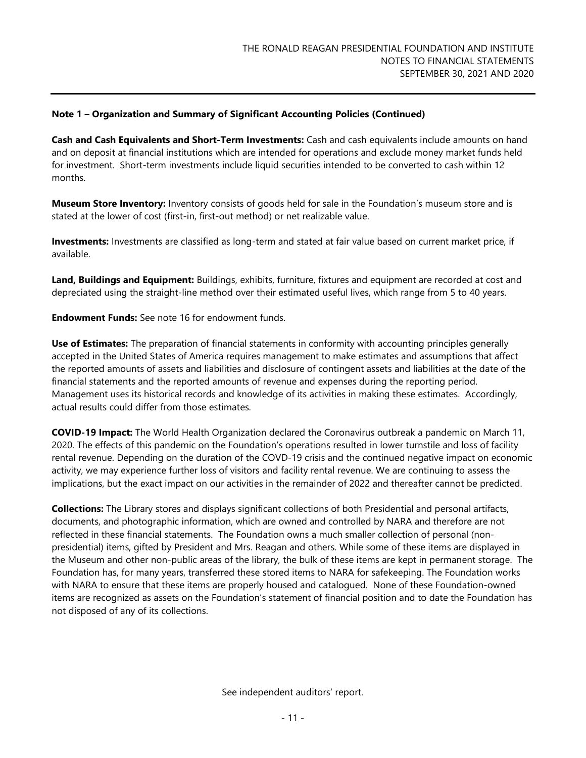## Note 1 – Organization and Summary of Significant Accounting Policies (Continued)

**Cash and Cash Equivalents and Short-Term Investments:** Cash and cash equivalents include amounts on hand and on deposit at financial institutions which are intended for operations and exclude money market funds held for investment. Short-term investments include liquid securities intended to be converted to cash within 12 months.

**Museum Store Inventory:** Inventory consists of goods held for sale in the Foundation's museum store and is stated at the lower of cost (first-in, first-out method) or net realizable value.

**Investments:** Investments are classified as long-term and stated at fair value based on current market price, if available.

**Land, Buildings and Equipment:** Buildings, exhibits, furniture, fixtures and equipment are recorded at cost and depreciated using the straight-line method over their estimated useful lives, which range from 5 to 40 years.

**Endowment Funds:** See note 16 for endowment funds.

**Use of Estimates:** The preparation of financial statements in conformity with accounting principles generally accepted in the United States of America requires management to make estimates and assumptions that affect the reported amounts of assets and liabilities and disclosure of contingent assets and liabilities at the date of the financial statements and the reported amounts of revenue and expenses during the reporting period. Management uses its historical records and knowledge of its activities in making these estimates. Accordingly, actual results could differ from those estimates.

**COVID-19 Impact:** The World Health Organization declared the Coronavirus outbreak a pandemic on March 11, 2020. The effects of this pandemic on the Foundation's operations resulted in lower turnstile and loss of facility rental revenue. Depending on the duration of the COVD-19 crisis and the continued negative impact on economic activity, we may experience further loss of visitors and facility rental revenue. We are continuing to assess the implications, but the exact impact on our activities in the remainder of 2022 and thereafter cannot be predicted.

**Collections:** The Library stores and displays significant collections of both Presidential and personal artifacts, documents, and photographic information, which are owned and controlled by NARA and therefore are not reflected in these financial statements. The Foundation owns a much smaller collection of personal (non-presidential) items, gifted by President and Mrs. Reagan and others. While some of these items are displayed in the Museum and other non-public areas of the library, the bulk of these items are kept in permanent storage. The Foundation has, for many years, transferred these stored items to NARA for safekeeping. The Foundation works with NARA to ensure that these items are properly housed and catalogued. None of these Foundation-owned items are recognized as assets on the Foundation's statement of financial position and to date the Foundation has not disposed of any of its collections.

See independent auditors' report.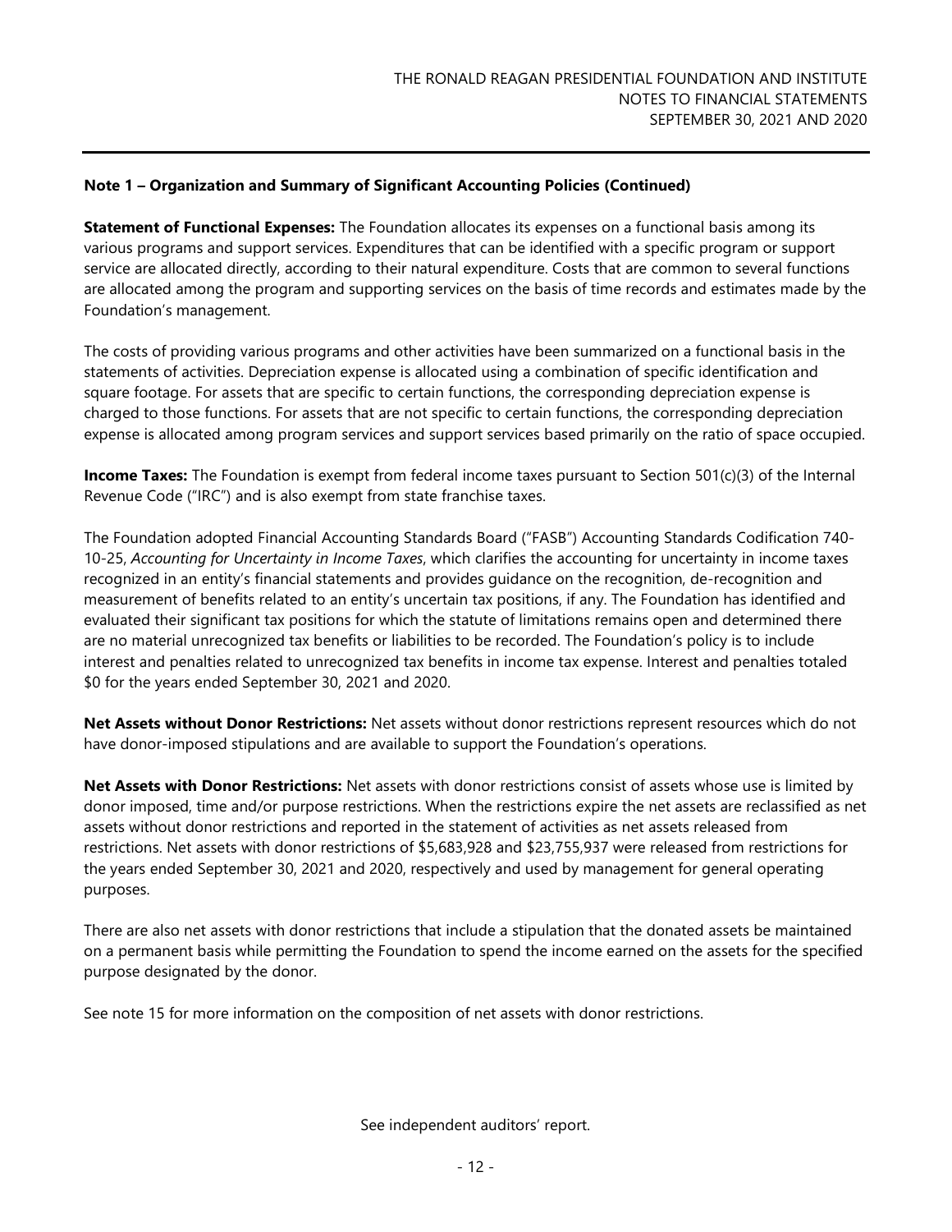### Note 1 – Organization and Summary of Significant Accounting Policies (Continued)

**Statement of Functional Expenses:** The Foundation allocates its expenses on a functional basis among its various programs and support services. Expenditures that can be identified with a specific program or support service are allocated directly, according to their natural expenditure. Costs that are common to several functions are allocated among the program and supporting services on the basis of time records and estimates made by the Foundation's management.

The costs of providing various programs and other activities have been summarized on a functional basis in the statements of activities. Depreciation expense is allocated using a combination of specific identification and square footage. For assets that are specific to certain functions, the corresponding depreciation expense is charged to those functions. For assets that are not specific to certain functions, the corresponding depreciation expense is allocated among program services and support services based primarily on the ratio of space occupied.

**Income Taxes:** The Foundation is exempt from federal income taxes pursuant to Section 501(c)(3) of the Internal Revenue Code ("IRC") and is also exempt from state franchise taxes.

The Foundation adopted Financial Accounting Standards Board ("FASB") Accounting Standards Codification 740-10-25, *Accounting for Uncertainty in Income Taxes*, which clarifies the accounting for uncertainty in income taxes recognized in an entity's financial statements and provides guidance on the recognition, de-recognition and measurement of benefits related to an entity's uncertain tax positions, if any. The Foundation has identified and evaluated their significant tax positions for which the statute of limitations remains open and determined there are no material unrecognized tax benefits or liabilities to be recorded. The Foundation's policy is to include interest and penalties related to unrecognized tax benefits in income tax expense. Interest and penalties totaled $0 for the years ended September 30, 2021 and 2020.

**Net Assets without Donor Restrictions:** Net assets without donor restrictions represent resources which do not have donor-imposed stipulations and are available to support the Foundation's operations.

**Net Assets with Donor Restrictions:** Net assets with donor restrictions consist of assets whose use is limited by donor imposed, time and/or purpose restrictions. When the restrictions expire the net assets are reclassified as net assets without donor restrictions and reported in the statement of activities as net assets released from restrictions. Net assets with donor restrictions of $5,683,928 and $23,755,937 were released from restrictions for the years ended September 30, 2021 and 2020, respectively and used by management for general operating purposes.

There are also net assets with donor restrictions that include a stipulation that the donated assets be maintained on a permanent basis while permitting the Foundation to spend the income earned on the assets for the specified purpose designated by the donor.

See note 15 for more information on the composition of net assets with donor restrictions.

See independent auditors' report.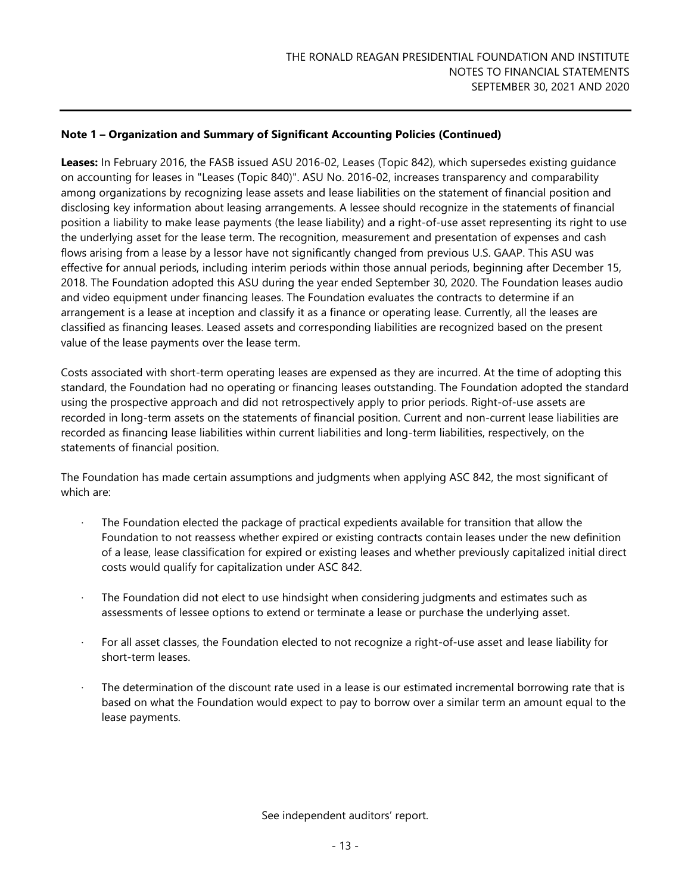## Note 1 – Organization and Summary of Significant Accounting Policies (Continued)

**Leases:** In February 2016, the FASB issued ASU 2016-02, Leases (Topic 842), which supersedes existing guidance on accounting for leases in "Leases (Topic 840)". ASU No. 2016-02, increases transparency and comparability among organizations by recognizing lease assets and lease liabilities on the statement of financial position and disclosing key information about leasing arrangements. A lessee should recognize in the statements of financial position a liability to make lease payments (the lease liability) and a right-of-use asset representing its right to use the underlying asset for the lease term. The recognition, measurement and presentation of expenses and cash flows arising from a lease by a lessor have not significantly changed from previous U.S. GAAP. This ASU was effective for annual periods, including interim periods within those annual periods, beginning after December 15, 2018. The Foundation adopted this ASU during the year ended September 30, 2020. The Foundation leases audio and video equipment under financing leases. The Foundation evaluates the contracts to determine if an arrangement is a lease at inception and classify it as a finance or operating lease. Currently, all the leases are classified as financing leases. Leased assets and corresponding liabilities are recognized based on the present value of the lease payments over the lease term.

Costs associated with short-term operating leases are expensed as they are incurred. At the time of adopting this standard, the Foundation had no operating or financing leases outstanding. The Foundation adopted the standard using the prospective approach and did not retrospectively apply to prior periods. Right-of-use assets are recorded in long-term assets on the statements of financial position. Current and non-current lease liabilities are recorded as financing lease liabilities within current liabilities and long-term liabilities, respectively, on the statements of financial position.

The Foundation has made certain assumptions and judgments when applying ASC 842, the most significant of which are:

- The Foundation elected the package of practical expedients available for transition that allow the Foundation to not reassess whether expired or existing contracts contain leases under the new definition of a lease, lease classification for expired or existing leases and whether previously capitalized initial direct costs would qualify for capitalization under ASC 842.
- The Foundation did not elect to use hindsight when considering judgments and estimates such as assessments of lessee options to extend or terminate a lease or purchase the underlying asset.
- For all asset classes, the Foundation elected to not recognize a right-of-use asset and lease liability for short-term leases.
- The determination of the discount rate used in a lease is our estimated incremental borrowing rate that is based on what the Foundation would expect to pay to borrow over a similar term an amount equal to the lease payments.

See independent auditors' report.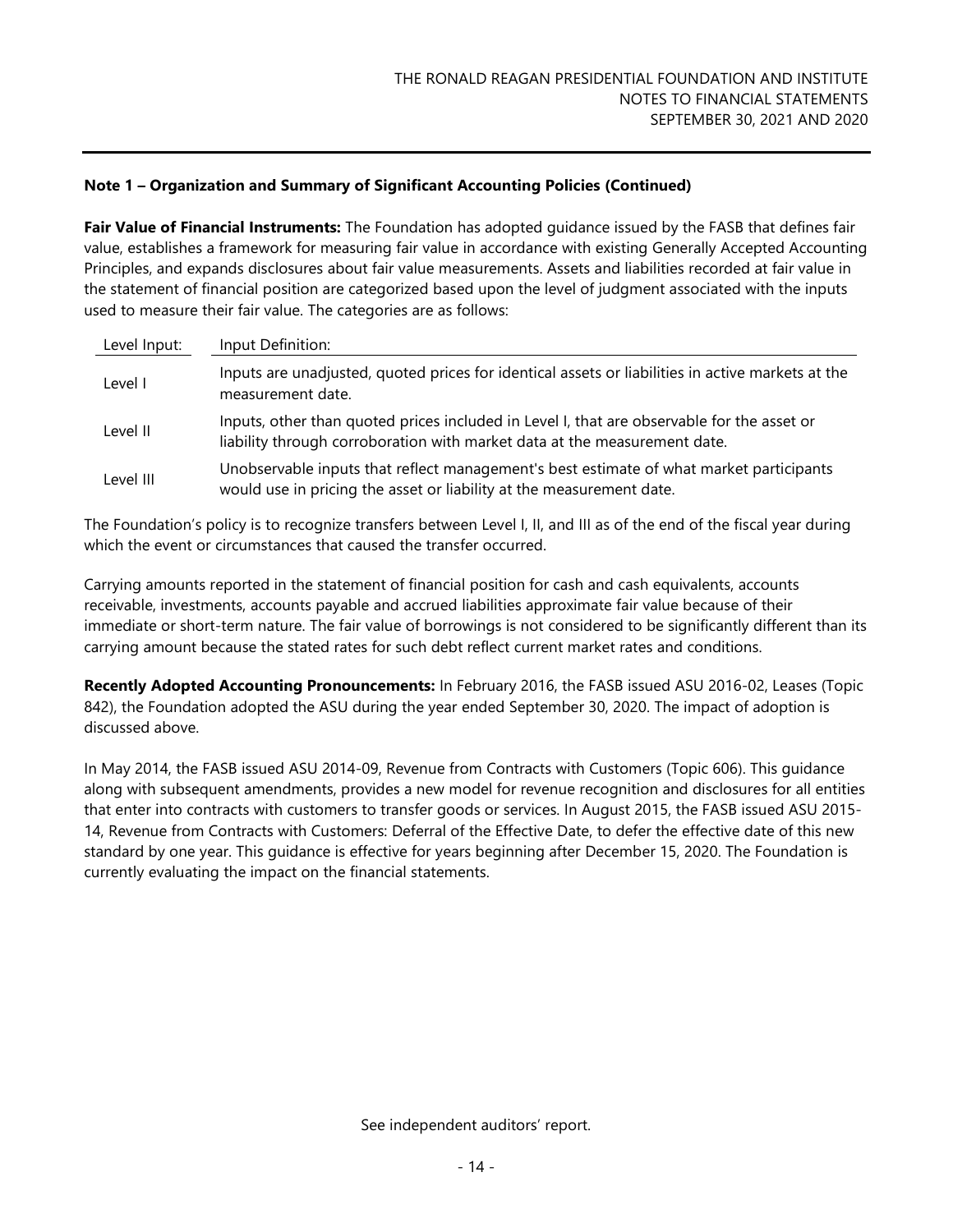**Note 1 – Organization and Summary of Significant Accounting Policies (Continued)**

**Fair Value of Financial Instruments:** The Foundation has adopted guidance issued by the FASB that defines fair value, establishes a framework for measuring fair value in accordance with existing Generally Accepted Accounting Principles, and expands disclosures about fair value measurements. Assets and liabilities recorded at fair value in the statement of financial position are categorized based upon the level of judgment associated with the inputs used to measure their fair value. The categories are as follows:

| Level Input: | Input Definition: |
|---|---|
| Level I | Inputs are unadjusted, quoted prices for identical assets or liabilities in active markets at the measurement date. |
| Level II | Inputs, other than quoted prices included in Level I, that are observable for the asset or liability through corroboration with market data at the measurement date. |
| Level III | Unobservable inputs that reflect management's best estimate of what market participants would use in pricing the asset or liability at the measurement date. |

The Foundation's policy is to recognize transfers between Level I, II, and III as of the end of the fiscal year during which the event or circumstances that caused the transfer occurred.

Carrying amounts reported in the statement of financial position for cash and cash equivalents, accounts receivable, investments, accounts payable and accrued liabilities approximate fair value because of their immediate or short-term nature. The fair value of borrowings is not considered to be significantly different than its carrying amount because the stated rates for such debt reflect current market rates and conditions.

**Recently Adopted Accounting Pronouncements:** In February 2016, the FASB issued ASU 2016-02, Leases (Topic 842), the Foundation adopted the ASU during the year ended September 30, 2020. The impact of adoption is discussed above.

In May 2014, the FASB issued ASU 2014-09, Revenue from Contracts with Customers (Topic 606). This guidance along with subsequent amendments, provides a new model for revenue recognition and disclosures for all entities that enter into contracts with customers to transfer goods or services. In August 2015, the FASB issued ASU 2015-14, Revenue from Contracts with Customers: Deferral of the Effective Date, to defer the effective date of this new standard by one year. This guidance is effective for years beginning after December 15, 2020. The Foundation is currently evaluating the impact on the financial statements.

See independent auditors' report.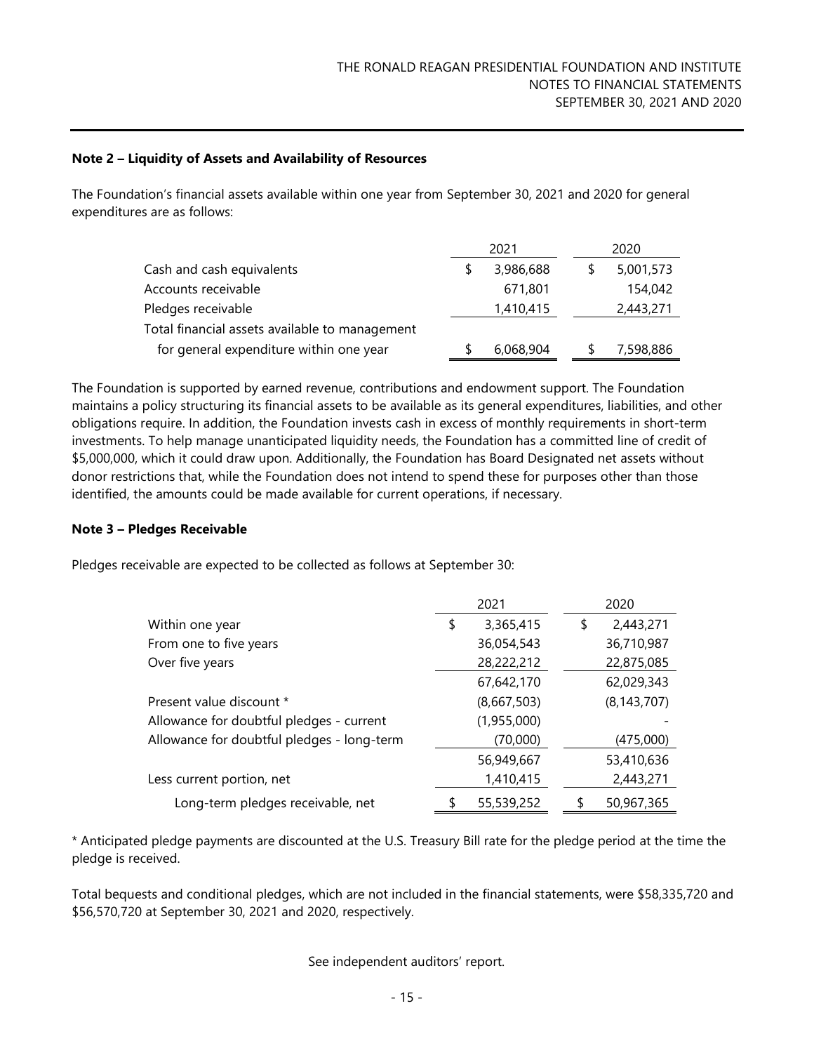## Note 2 – Liquidity of Assets and Availability of Resources

The Foundation's financial assets available within one year from September 30, 2021 and 2020 for general expenditures are as follows:

| | 2021 | 2020 |
|---|---|---|
| Cash and cash equivalents | $ 3,986,688 | $ 5,001,573 |
| Accounts receivable | 671,801 | 154,042 |
| Pledges receivable | 1,410,415 | 2,443,271 |
| Total financial assets available to management for general expenditure within one year | $ 6,068,904 | $ 7,598,886 |

The Foundation is supported by earned revenue, contributions and endowment support. The Foundation maintains a policy structuring its financial assets to be available as its general expenditures, liabilities, and other obligations require. In addition, the Foundation invests cash in excess of monthly requirements in short-term investments. To help manage unanticipated liquidity needs, the Foundation has a committed line of credit of $5,000,000, which it could draw upon. Additionally, the Foundation has Board Designated net assets without donor restrictions that, while the Foundation does not intend to spend these for purposes other than those identified, the amounts could be made available for current operations, if necessary.

## Note 3 – Pledges Receivable

Pledges receivable are expected to be collected as follows at September 30:

| | 2021 | 2020 |
|---|---|---|
| Within one year | $ 3,365,415 | $ 2,443,271 |
| From one to five years | 36,054,543 | 36,710,987 |
| Over five years | 28,222,212 | 22,875,085 |
| | 67,642,170 | 62,029,343 |
| Present value discount * | (8,667,503) | (8,143,707) |
| Allowance for doubtful pledges - current | (1,955,000) | - |
| Allowance for doubtful pledges - long-term | (70,000) | (475,000) |
| | 56,949,667 | 53,410,636 |
| Less current portion, net | 1,410,415 | 2,443,271 |
| Long-term pledges receivable, net | $ 55,539,252 | $ 50,967,365 |

* Anticipated pledge payments are discounted at the U.S. Treasury Bill rate for the pledge period at the time the pledge is received.

Total bequests and conditional pledges, which are not included in the financial statements, were $58,335,720 and $56,570,720 at September 30, 2021 and 2020, respectively.

See independent auditors' report.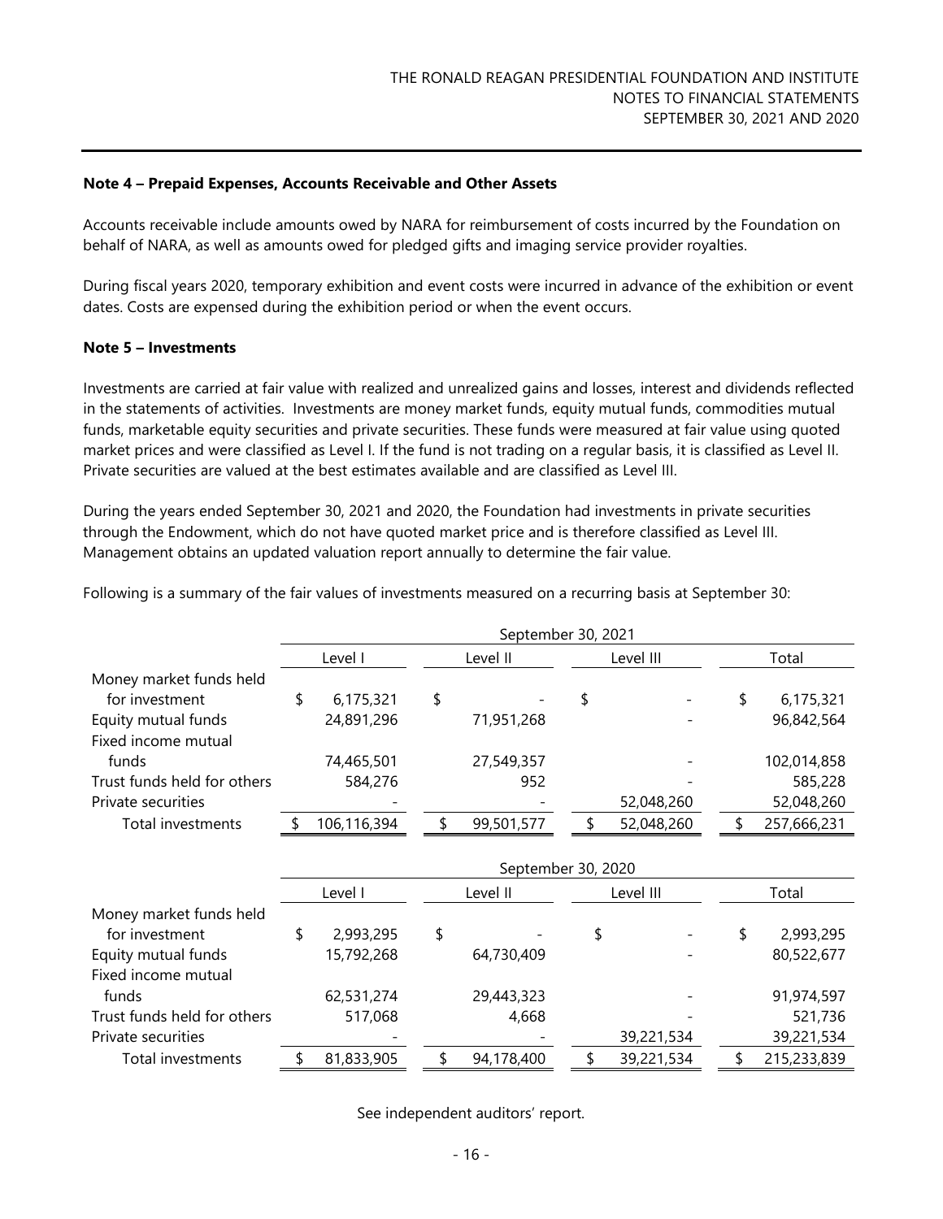**Note 4 – Prepaid Expenses, Accounts Receivable and Other Assets**

Accounts receivable include amounts owed by NARA for reimbursement of costs incurred by the Foundation on behalf of NARA, as well as amounts owed for pledged gifts and imaging service provider royalties.

During fiscal years 2020, temporary exhibition and event costs were incurred in advance of the exhibition or event dates. Costs are expensed during the exhibition period or when the event occurs.

**Note 5 – Investments**

Investments are carried at fair value with realized and unrealized gains and losses, interest and dividends reflected in the statements of activities. Investments are money market funds, equity mutual funds, commodities mutual funds, marketable equity securities and private securities. These funds were measured at fair value using quoted market prices and were classified as Level I. If the fund is not trading on a regular basis, it is classified as Level II. Private securities are valued at the best estimates available and are classified as Level III.

During the years ended September 30, 2021 and 2020, the Foundation had investments in private securities through the Endowment, which do not have quoted market price and is therefore classified as Level III. Management obtains an updated valuation report annually to determine the fair value.

Following is a summary of the fair values of investments measured on a recurring basis at September 30:

| | September 30, 2021 | | | |
|---|---|---|---|---|
| | Level I | Level II | Level III | Total |
| Money market funds held for investment | $ 6,175,321 | $ - | $ - | $ 6,175,321 |
| Equity mutual funds | 24,891,296 | 71,951,268 | - | 96,842,564 |
| Fixed income mutual funds | 74,465,501 | 27,549,357 | - | 102,014,858 |
| Trust funds held for others | 584,276 | 952 | - | 585,228 |
| Private securities | - | - | 52,048,260 | 52,048,260 |
| Total investments | $ 106,116,394 | $ 99,501,577 | $ 52,048,260 | $ 257,666,231 |

| | September 30, 2020 | | | |
|---|---|---|---|---|
| | Level I | Level II | Level III | Total |
| Money market funds held for investment | $ 2,993,295 | $ - | $ - | $ 2,993,295 |
| Equity mutual funds | 15,792,268 | 64,730,409 | - | 80,522,677 |
| Fixed income mutual funds | 62,531,274 | 29,443,323 | - | 91,974,597 |
| Trust funds held for others | 517,068 | 4,668 | - | 521,736 |
| Private securities | - | - | 39,221,534 | 39,221,534 |
| Total investments | $ 81,833,905 | $ 94,178,400 | $ 39,221,534 | $ 215,233,839 |

See independent auditors' report.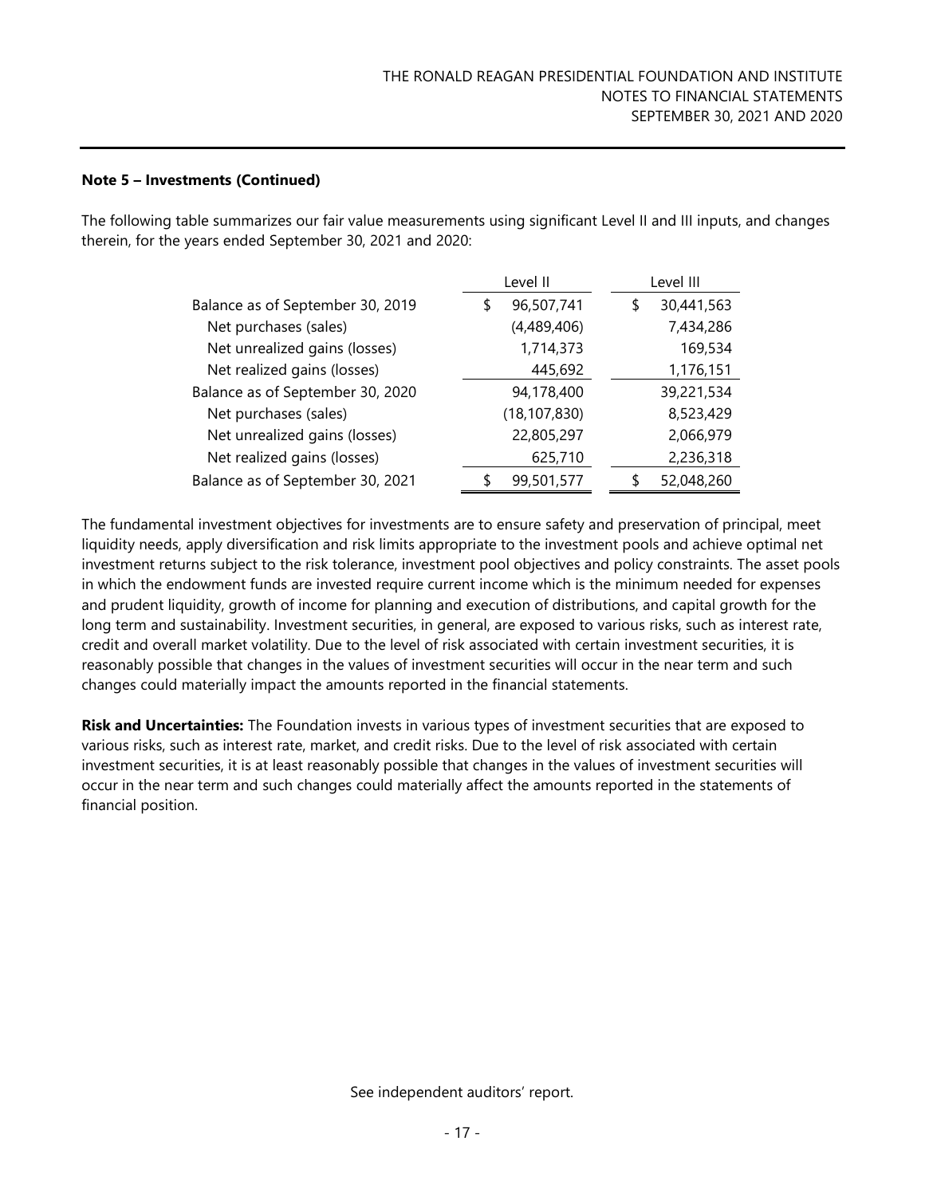### Note 5 – Investments (Continued)

The following table summarizes our fair value measurements using significant Level II and III inputs, and changes therein, for the years ended September 30, 2021 and 2020:

| | Level II | Level III |
|---|---|---|
| Balance as of September 30, 2019 | $ 96,507,741 | $ 30,441,563 |
| Net purchases (sales) | (4,489,406) | 7,434,286 |
| Net unrealized gains (losses) | 1,714,373 | 169,534 |
| Net realized gains (losses) | 445,692 | 1,176,151 |
| Balance as of September 30, 2020 | 94,178,400 | 39,221,534 |
| Net purchases (sales) | (18,107,830) | 8,523,429 |
| Net unrealized gains (losses) | 22,805,297 | 2,066,979 |
| Net realized gains (losses) | 625,710 | 2,236,318 |
| Balance as of September 30, 2021 | $ 99,501,577 | $ 52,048,260 |

The fundamental investment objectives for investments are to ensure safety and preservation of principal, meet liquidity needs, apply diversification and risk limits appropriate to the investment pools and achieve optimal net investment returns subject to the risk tolerance, investment pool objectives and policy constraints. The asset pools in which the endowment funds are invested require current income which is the minimum needed for expenses and prudent liquidity, growth of income for planning and execution of distributions, and capital growth for the long term and sustainability. Investment securities, in general, are exposed to various risks, such as interest rate, credit and overall market volatility. Due to the level of risk associated with certain investment securities, it is reasonably possible that changes in the values of investment securities will occur in the near term and such changes could materially impact the amounts reported in the financial statements.

**Risk and Uncertainties:** The Foundation invests in various types of investment securities that are exposed to various risks, such as interest rate, market, and credit risks. Due to the level of risk associated with certain investment securities, it is at least reasonably possible that changes in the values of investment securities will occur in the near term and such changes could materially affect the amounts reported in the statements of financial position.

See independent auditors' report.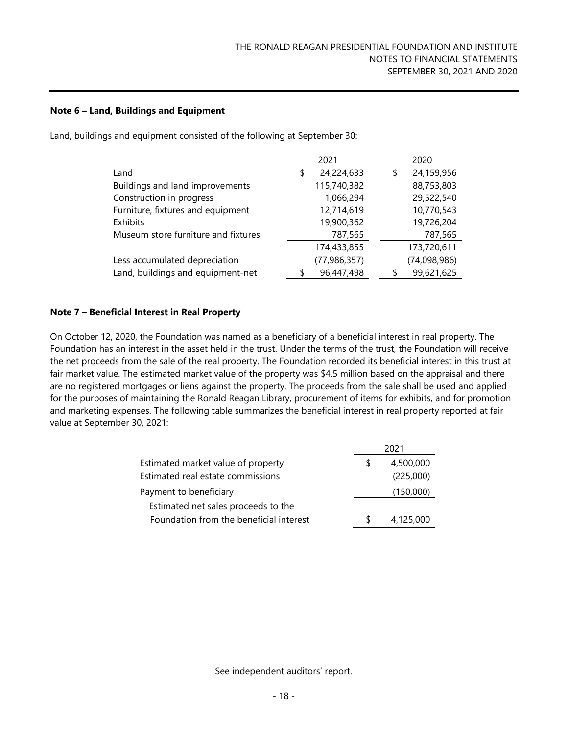### Note 6 – Land, Buildings and Equipment

Land, buildings and equipment consisted of the following at September 30:

| | 2021 | 2020 |
|---|---|---|
| Land | $ 24,224,633 | $ 24,159,956 |
| Buildings and land improvements | 115,740,382 | 88,753,803 |
| Construction in progress | 1,066,294 | 29,522,540 |
| Furniture, fixtures and equipment | 12,714,619 | 10,770,543 |
| Exhibits | 19,900,362 | 19,726,204 |
| Museum store furniture and fixtures | 787,565 | 787,565 |
| | 174,433,855 | 173,720,611 |
| Less accumulated depreciation | (77,986,357) | (74,098,986) |
| Land, buildings and equipment-net | $ 96,447,498 | $ 99,621,625 |

### Note 7 – Beneficial Interest in Real Property

On October 12, 2020, the Foundation was named as a beneficiary of a beneficial interest in real property. The Foundation has an interest in the asset held in the trust. Under the terms of the trust, the Foundation will receive the net proceeds from the sale of the real property. The Foundation recorded its beneficial interest in this trust at fair market value. The estimated market value of the property was $4.5 million based on the appraisal and there are no registered mortgages or liens against the property. The proceeds from the sale shall be used and applied for the purposes of maintaining the Ronald Reagan Library, procurement of items for exhibits, and for promotion and marketing expenses. The following table summarizes the beneficial interest in real property reported at fair value at September 30, 2021:

| | 2021 |
|---|---|
| Estimated market value of property | $ 4,500,000 |
| Estimated real estate commissions | (225,000) |
| Payment to beneficiary | (150,000) |
| Estimated net sales proceeds to the Foundation from the beneficial interest | $ 4,125,000 |

See independent auditors' report.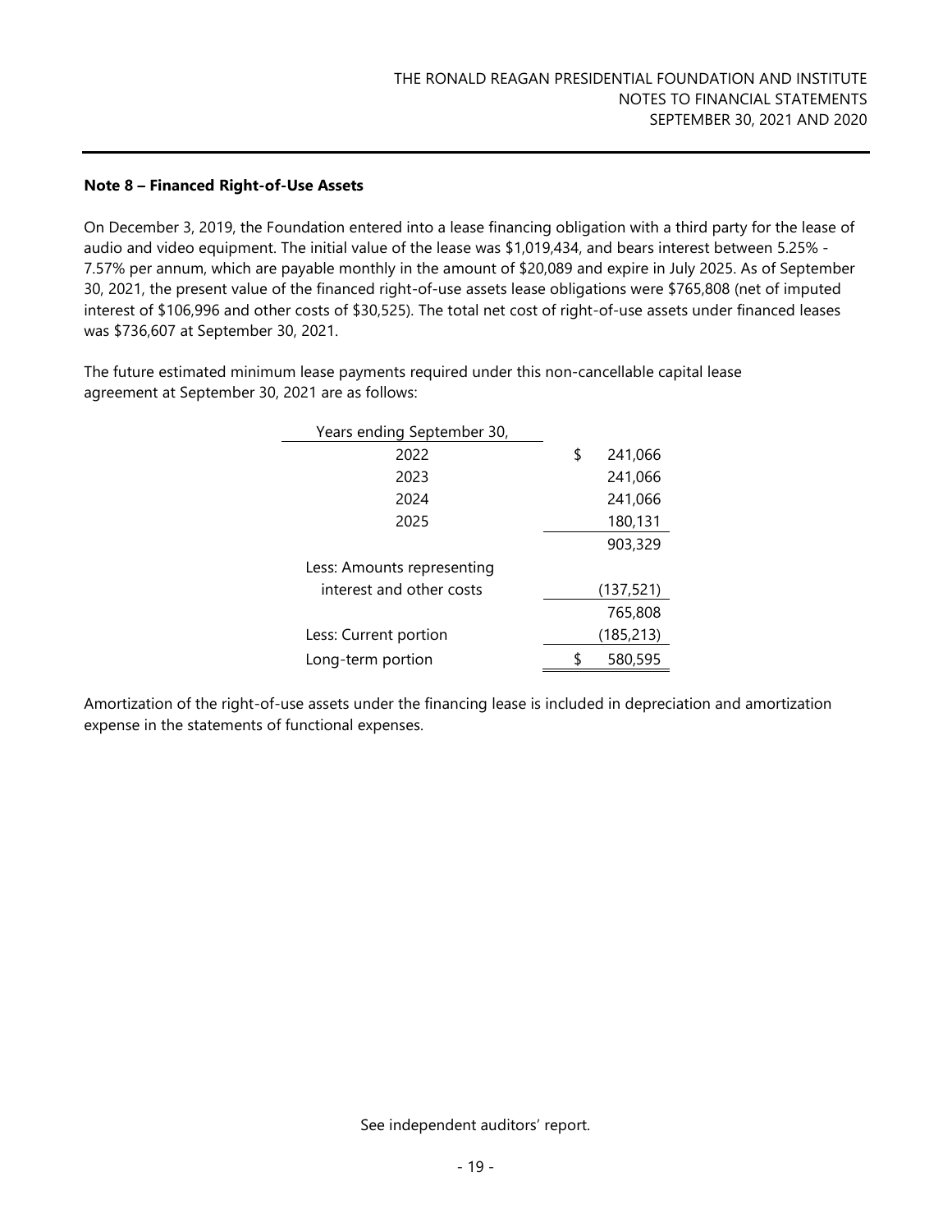**Note 8 – Financed Right-of-Use Assets**

On December 3, 2019, the Foundation entered into a lease financing obligation with a third party for the lease of audio and video equipment. The initial value of the lease was $1,019,434, and bears interest between 5.25% - 7.57% per annum, which are payable monthly in the amount of $20,089 and expire in July 2025. As of September 30, 2021, the present value of the financed right-of-use assets lease obligations were $765,808 (net of imputed interest of $106,996 and other costs of $30,525). The total net cost of right-of-use assets under financed leases was $736,607 at September 30, 2021.

The future estimated minimum lease payments required under this non-cancellable capital lease agreement at September 30, 2021 are as follows:

| Years ending September 30, | |
|---|---|
| 2022 | $ 241,066 |
| 2023 | 241,066 |
| 2024 | 241,066 |
| 2025 | 180,131 |
| | 903,329 |
| Less: Amounts representing interest and other costs | (137,521) |
| | 765,808 |
| Less: Current portion | (185,213) |
| Long-term portion | $ 580,595 |

Amortization of the right-of-use assets under the financing lease is included in depreciation and amortization expense in the statements of functional expenses.

See independent auditors' report.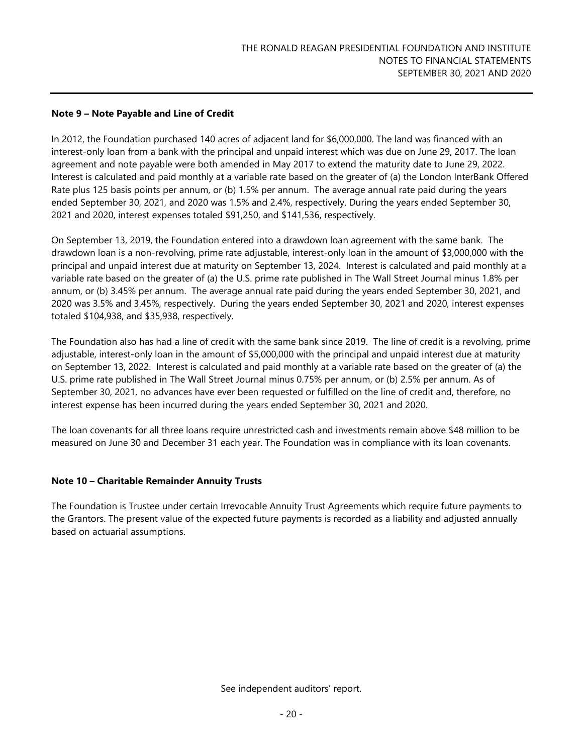### Note 9 – Note Payable and Line of Credit

In 2012, the Foundation purchased 140 acres of adjacent land for $6,000,000. The land was financed with an interest-only loan from a bank with the principal and unpaid interest which was due on June 29, 2017. The loan agreement and note payable were both amended in May 2017 to extend the maturity date to June 29, 2022. Interest is calculated and paid monthly at a variable rate based on the greater of (a) the London InterBank Offered Rate plus 125 basis points per annum, or (b) 1.5% per annum. The average annual rate paid during the years ended September 30, 2021, and 2020 was 1.5% and 2.4%, respectively. During the years ended September 30, 2021 and 2020, interest expenses totaled $91,250, and $141,536, respectively.

On September 13, 2019, the Foundation entered into a drawdown loan agreement with the same bank. The drawdown loan is a non-revolving, prime rate adjustable, interest-only loan in the amount of $3,000,000 with the principal and unpaid interest due at maturity on September 13, 2024. Interest is calculated and paid monthly at a variable rate based on the greater of (a) the U.S. prime rate published in The Wall Street Journal minus 1.8% per annum, or (b) 3.45% per annum. The average annual rate paid during the years ended September 30, 2021, and 2020 was 3.5% and 3.45%, respectively. During the years ended September 30, 2021 and 2020, interest expenses totaled $104,938, and $35,938, respectively.

The Foundation also has had a line of credit with the same bank since 2019. The line of credit is a revolving, prime adjustable, interest-only loan in the amount of $5,000,000 with the principal and unpaid interest due at maturity on September 13, 2022. Interest is calculated and paid monthly at a variable rate based on the greater of (a) the U.S. prime rate published in The Wall Street Journal minus 0.75% per annum, or (b) 2.5% per annum. As of September 30, 2021, no advances have ever been requested or fulfilled on the line of credit and, therefore, no interest expense has been incurred during the years ended September 30, 2021 and 2020.

The loan covenants for all three loans require unrestricted cash and investments remain above $48 million to be measured on June 30 and December 31 each year. The Foundation was in compliance with its loan covenants.

### Note 10 – Charitable Remainder Annuity Trusts

The Foundation is Trustee under certain Irrevocable Annuity Trust Agreements which require future payments to the Grantors. The present value of the expected future payments is recorded as a liability and adjusted annually based on actuarial assumptions.

See independent auditors' report.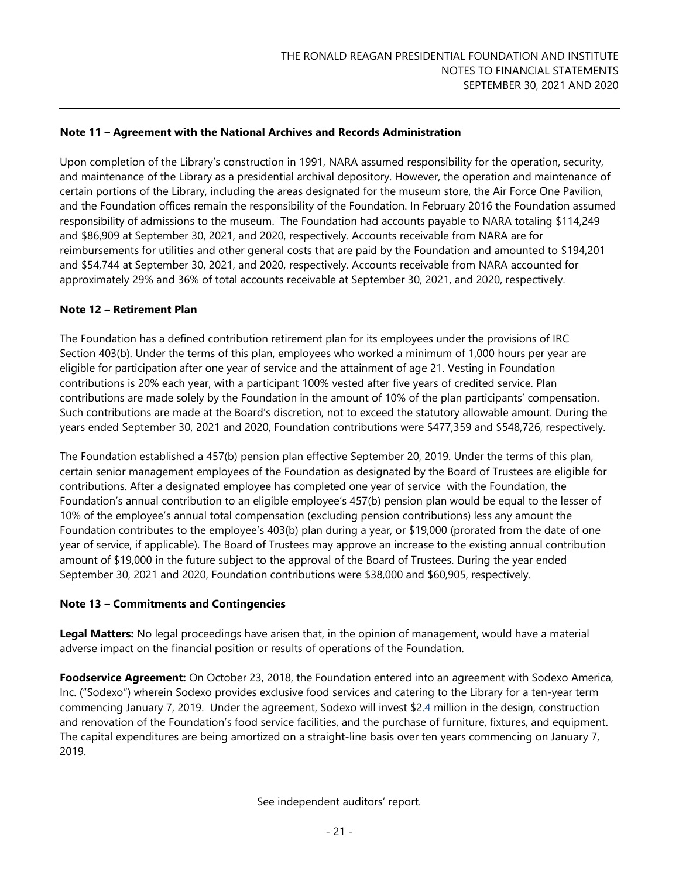**Note 11 – Agreement with the National Archives and Records Administration**

Upon completion of the Library's construction in 1991, NARA assumed responsibility for the operation, security, and maintenance of the Library as a presidential archival depository. However, the operation and maintenance of certain portions of the Library, including the areas designated for the museum store, the Air Force One Pavilion, and the Foundation offices remain the responsibility of the Foundation. In February 2016 the Foundation assumed responsibility of admissions to the museum. The Foundation had accounts payable to NARA totaling $114,249 and $86,909 at September 30, 2021, and 2020, respectively. Accounts receivable from NARA are for reimbursements for utilities and other general costs that are paid by the Foundation and amounted to $194,201 and $54,744 at September 30, 2021, and 2020, respectively. Accounts receivable from NARA accounted for approximately 29% and 36% of total accounts receivable at September 30, 2021, and 2020, respectively.

**Note 12 – Retirement Plan**

The Foundation has a defined contribution retirement plan for its employees under the provisions of IRC Section 403(b). Under the terms of this plan, employees who worked a minimum of 1,000 hours per year are eligible for participation after one year of service and the attainment of age 21. Vesting in Foundation contributions is 20% each year, with a participant 100% vested after five years of credited service. Plan contributions are made solely by the Foundation in the amount of 10% of the plan participants' compensation. Such contributions are made at the Board's discretion, not to exceed the statutory allowable amount. During the years ended September 30, 2021 and 2020, Foundation contributions were $477,359 and $548,726, respectively.

The Foundation established a 457(b) pension plan effective September 20, 2019. Under the terms of this plan, certain senior management employees of the Foundation as designated by the Board of Trustees are eligible for contributions. After a designated employee has completed one year of service with the Foundation, the Foundation's annual contribution to an eligible employee's 457(b) pension plan would be equal to the lesser of 10% of the employee's annual total compensation (excluding pension contributions) less any amount the Foundation contributes to the employee's 403(b) plan during a year, or $19,000 (prorated from the date of one year of service, if applicable). The Board of Trustees may approve an increase to the existing annual contribution amount of $19,000 in the future subject to the approval of the Board of Trustees. During the year ended September 30, 2021 and 2020, Foundation contributions were $38,000 and $60,905, respectively.

**Note 13 – Commitments and Contingencies**

**Legal Matters:** No legal proceedings have arisen that, in the opinion of management, would have a material adverse impact on the financial position or results of operations of the Foundation.

**Foodservice Agreement:** On October 23, 2018, the Foundation entered into an agreement with Sodexo America, Inc. ("Sodexo") wherein Sodexo provides exclusive food services and catering to the Library for a ten-year term commencing January 7, 2019. Under the agreement, Sodexo will invest $2.4 million in the design, construction and renovation of the Foundation's food service facilities, and the purchase of furniture, fixtures, and equipment. The capital expenditures are being amortized on a straight-line basis over ten years commencing on January 7, 2019.

See independent auditors' report.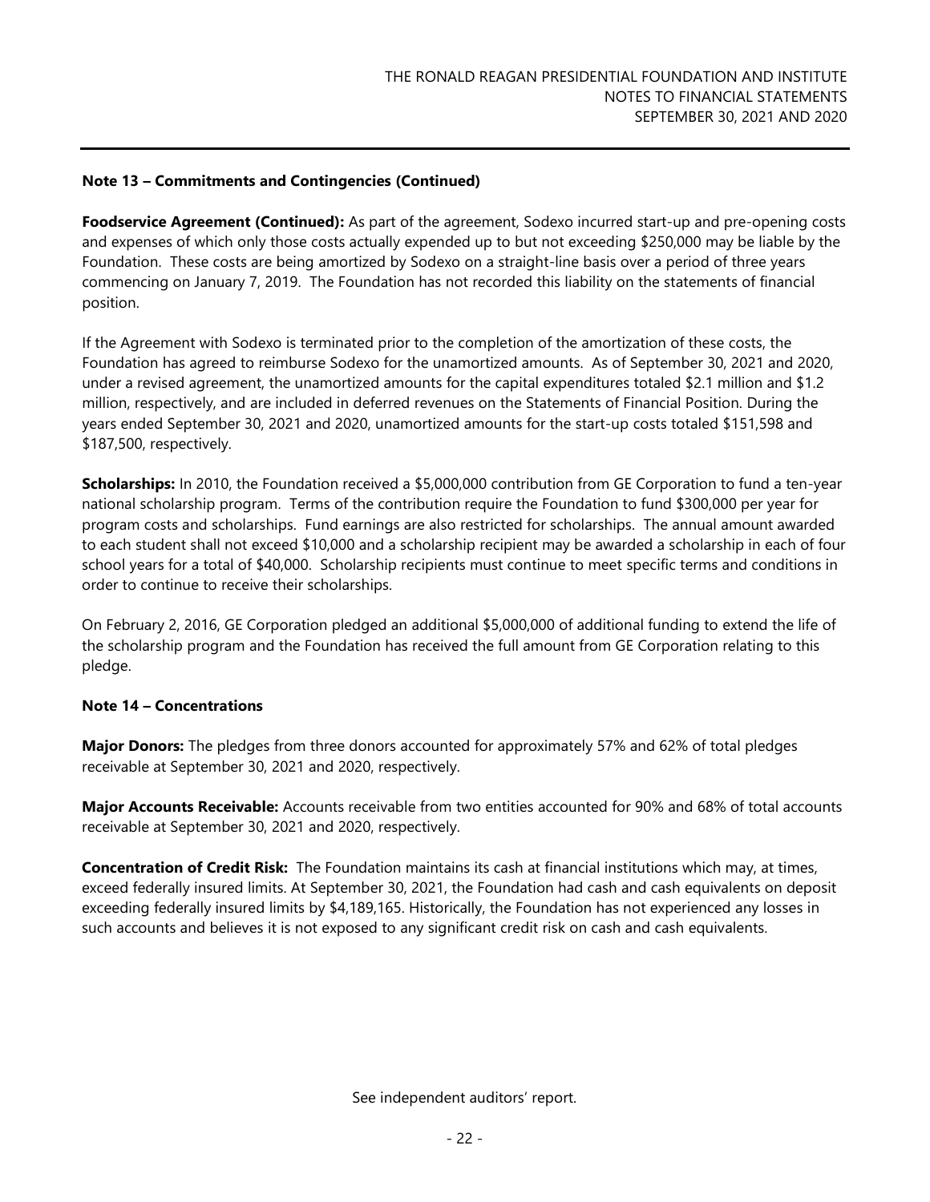**Note 13 – Commitments and Contingencies (Continued)**

**Foodservice Agreement (Continued):** As part of the agreement, Sodexo incurred start-up and pre-opening costs and expenses of which only those costs actually expended up to but not exceeding $250,000 may be liable by the Foundation. These costs are being amortized by Sodexo on a straight-line basis over a period of three years commencing on January 7, 2019. The Foundation has not recorded this liability on the statements of financial position.

If the Agreement with Sodexo is terminated prior to the completion of the amortization of these costs, the Foundation has agreed to reimburse Sodexo for the unamortized amounts. As of September 30, 2021 and 2020, under a revised agreement, the unamortized amounts for the capital expenditures totaled $2.1 million and $1.2 million, respectively, and are included in deferred revenues on the Statements of Financial Position. During the years ended September 30, 2021 and 2020, unamortized amounts for the start-up costs totaled $151,598 and $187,500, respectively.

**Scholarships:** In 2010, the Foundation received a $5,000,000 contribution from GE Corporation to fund a ten-year national scholarship program. Terms of the contribution require the Foundation to fund $300,000 per year for program costs and scholarships. Fund earnings are also restricted for scholarships. The annual amount awarded to each student shall not exceed $10,000 and a scholarship recipient may be awarded a scholarship in each of four school years for a total of $40,000. Scholarship recipients must continue to meet specific terms and conditions in order to continue to receive their scholarships.

On February 2, 2016, GE Corporation pledged an additional $5,000,000 of additional funding to extend the life of the scholarship program and the Foundation has received the full amount from GE Corporation relating to this pledge.

**Note 14 – Concentrations**

**Major Donors:** The pledges from three donors accounted for approximately 57% and 62% of total pledges receivable at September 30, 2021 and 2020, respectively.

**Major Accounts Receivable:** Accounts receivable from two entities accounted for 90% and 68% of total accounts receivable at September 30, 2021 and 2020, respectively.

**Concentration of Credit Risk:** The Foundation maintains its cash at financial institutions which may, at times, exceed federally insured limits. At September 30, 2021, the Foundation had cash and cash equivalents on deposit exceeding federally insured limits by $4,189,165. Historically, the Foundation has not experienced any losses in such accounts and believes it is not exposed to any significant credit risk on cash and cash equivalents.

See independent auditors' report.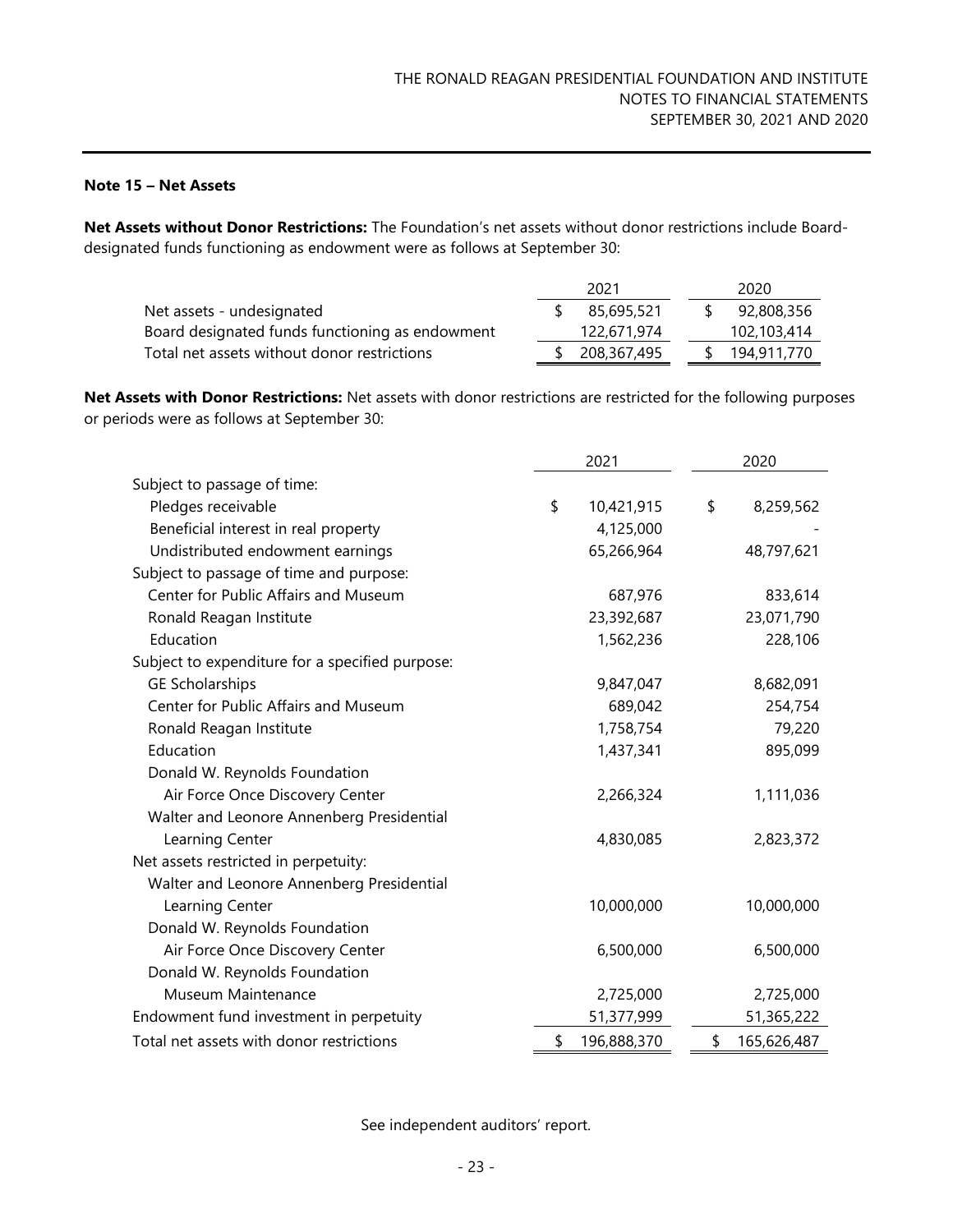## Note 15 – Net Assets

**Net Assets without Donor Restrictions:** The Foundation's net assets without donor restrictions include Board-designated funds functioning as endowment were as follows at September 30:

| | 2021 | 2020 |
|---|---|---|
| Net assets - undesignated | $ 85,695,521 | $ 92,808,356 |
| Board designated funds functioning as endowment | 122,671,974 | 102,103,414 |
| Total net assets without donor restrictions | $ 208,367,495 | $ 194,911,770 |

**Net Assets with Donor Restrictions:** Net assets with donor restrictions are restricted for the following purposes or periods were as follows at September 30:

| | 2021 | 2020 |
|---|---|---|
| Subject to passage of time: | | |
| Pledges receivable | $ 10,421,915 | $ 8,259,562 |
| Beneficial interest in real property | 4,125,000 | - |
| Undistributed endowment earnings | 65,266,964 | 48,797,621 |
| Subject to passage of time and purpose: | | |
| Center for Public Affairs and Museum | 687,976 | 833,614 |
| Ronald Reagan Institute | 23,392,687 | 23,071,790 |
| Education | 1,562,236 | 228,106 |
| Subject to expenditure for a specified purpose: | | |
| GE Scholarships | 9,847,047 | 8,682,091 |
| Center for Public Affairs and Museum | 689,042 | 254,754 |
| Ronald Reagan Institute | 1,758,754 | 79,220 |
| Education | 1,437,341 | 895,099 |
| Donald W. Reynolds Foundation Air Force Once Discovery Center | 2,266,324 | 1,111,036 |
| Walter and Leonore Annenberg Presidential Learning Center | 4,830,085 | 2,823,372 |
| Net assets restricted in perpetuity: | | |
| Walter and Leonore Annenberg Presidential Learning Center | 10,000,000 | 10,000,000 |
| Donald W. Reynolds Foundation Air Force Once Discovery Center | 6,500,000 | 6,500,000 |
| Donald W. Reynolds Foundation Museum Maintenance | 2,725,000 | 2,725,000 |
| Endowment fund investment in perpetuity | 51,377,999 | 51,365,222 |
| Total net assets with donor restrictions | $ 196,888,370 | $ 165,626,487 |

See independent auditors' report.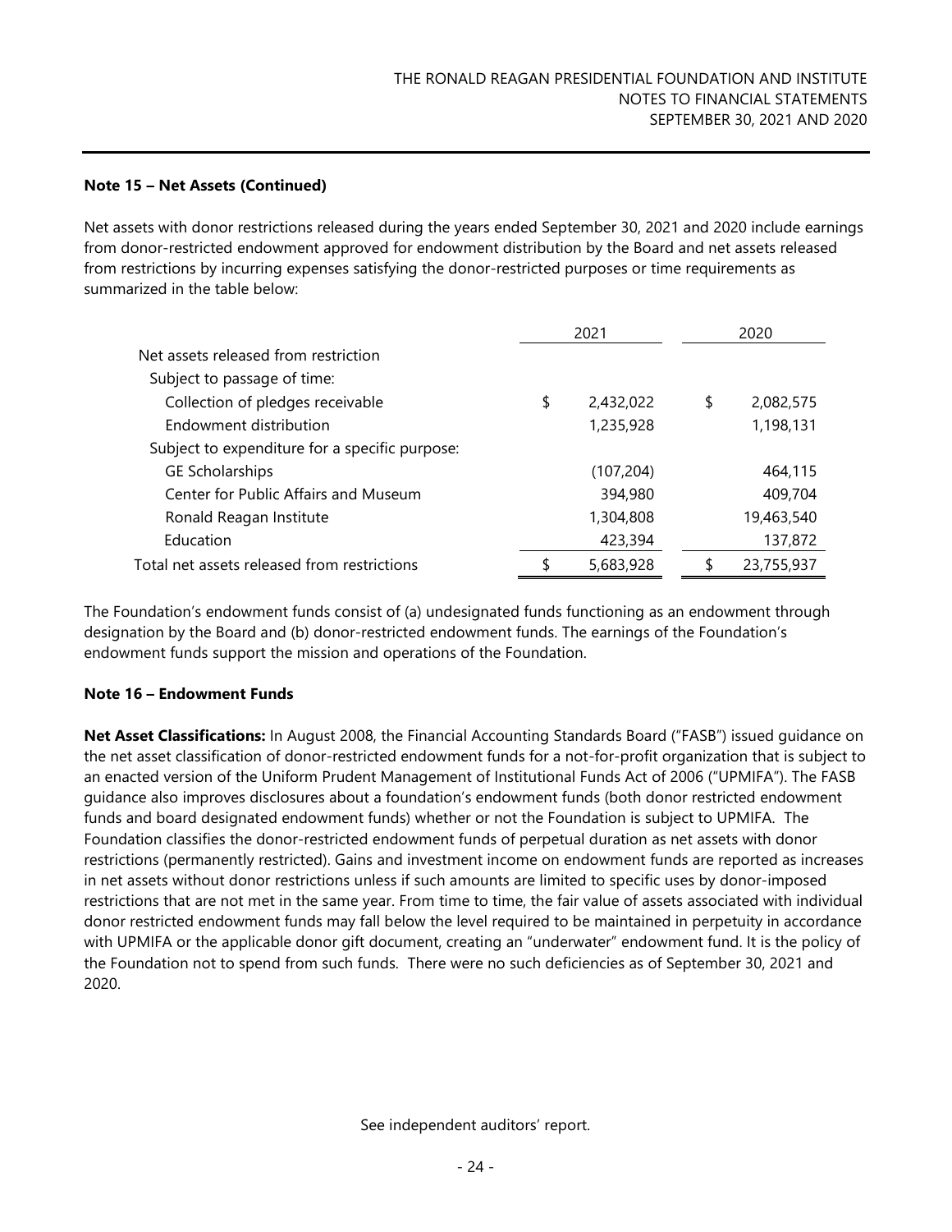**Note 15 – Net Assets (Continued)**

Net assets with donor restrictions released during the years ended September 30, 2021 and 2020 include earnings from donor-restricted endowment approved for endowment distribution by the Board and net assets released from restrictions by incurring expenses satisfying the donor-restricted purposes or time requirements as summarized in the table below:

| | 2021 | 2020 |
|---|---|---|
| Net assets released from restriction | | |
| Subject to passage of time: | | |
| Collection of pledges receivable | $ 2,432,022 | $ 2,082,575 |
| Endowment distribution | 1,235,928 | 1,198,131 |
| Subject to expenditure for a specific purpose: | | |
| GE Scholarships | (107,204) | 464,115 |
| Center for Public Affairs and Museum | 394,980 | 409,704 |
| Ronald Reagan Institute | 1,304,808 | 19,463,540 |
| Education | 423,394 | 137,872 |
| Total net assets released from restrictions | $ 5,683,928 | $ 23,755,937 |

The Foundation's endowment funds consist of (a) undesignated funds functioning as an endowment through designation by the Board and (b) donor-restricted endowment funds. The earnings of the Foundation's endowment funds support the mission and operations of the Foundation.

**Note 16 – Endowment Funds**

**Net Asset Classifications:** In August 2008, the Financial Accounting Standards Board ("FASB") issued guidance on the net asset classification of donor-restricted endowment funds for a not-for-profit organization that is subject to an enacted version of the Uniform Prudent Management of Institutional Funds Act of 2006 ("UPMIFA"). The FASB guidance also improves disclosures about a foundation's endowment funds (both donor restricted endowment funds and board designated endowment funds) whether or not the Foundation is subject to UPMIFA. The Foundation classifies the donor-restricted endowment funds of perpetual duration as net assets with donor restrictions (permanently restricted). Gains and investment income on endowment funds are reported as increases in net assets without donor restrictions unless if such amounts are limited to specific uses by donor-imposed restrictions that are not met in the same year. From time to time, the fair value of assets associated with individual donor restricted endowment funds may fall below the level required to be maintained in perpetuity in accordance with UPMIFA or the applicable donor gift document, creating an "underwater" endowment fund. It is the policy of the Foundation not to spend from such funds. There were no such deficiencies as of September 30, 2021 and 2020.

See independent auditors' report.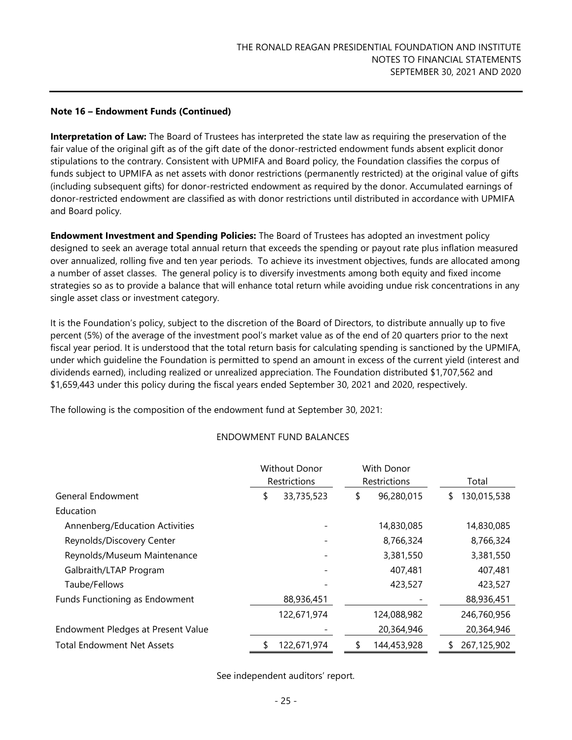**Note 16 – Endowment Funds (Continued)**

**Interpretation of Law:** The Board of Trustees has interpreted the state law as requiring the preservation of the fair value of the original gift as of the gift date of the donor-restricted endowment funds absent explicit donor stipulations to the contrary. Consistent with UPMIFA and Board policy, the Foundation classifies the corpus of funds subject to UPMIFA as net assets with donor restrictions (permanently restricted) at the original value of gifts (including subsequent gifts) for donor-restricted endowment as required by the donor. Accumulated earnings of donor-restricted endowment are classified as with donor restrictions until distributed in accordance with UPMIFA and Board policy.

**Endowment Investment and Spending Policies:** The Board of Trustees has adopted an investment policy designed to seek an average total annual return that exceeds the spending or payout rate plus inflation measured over annualized, rolling five and ten year periods. To achieve its investment objectives, funds are allocated among a number of asset classes. The general policy is to diversify investments among both equity and fixed income strategies so as to provide a balance that will enhance total return while avoiding undue risk concentrations in any single asset class or investment category.

It is the Foundation's policy, subject to the discretion of the Board of Directors, to distribute annually up to five percent (5%) of the average of the investment pool's market value as of the end of 20 quarters prior to the next fiscal year period. It is understood that the total return basis for calculating spending is sanctioned by the UPMIFA, under which guideline the Foundation is permitted to spend an amount in excess of the current yield (interest and dividends earned), including realized or unrealized appreciation. The Foundation distributed $1,707,562 and $1,659,443 under this policy during the fiscal years ended September 30, 2021 and 2020, respectively.

The following is the composition of the endowment fund at September 30, 2021:

ENDOWMENT FUND BALANCES

| | Without Donor Restrictions | With Donor Restrictions | Total |
|---|---|---|---|
| General Endowment | $ 33,735,523 | $ 96,280,015 | $ 130,015,538 |
| Education | | | |
| Annenberg/Education Activities | - | 14,830,085 | 14,830,085 |
| Reynolds/Discovery Center | - | 8,766,324 | 8,766,324 |
| Reynolds/Museum Maintenance | - | 3,381,550 | 3,381,550 |
| Galbraith/LTAP Program | - | 407,481 | 407,481 |
| Taube/Fellows | - | 423,527 | 423,527 |
| Funds Functioning as Endowment | 88,936,451 | - | 88,936,451 |
| | 122,671,974 | 124,088,982 | 246,760,956 |
| Endowment Pledges at Present Value | - | 20,364,946 | 20,364,946 |
| Total Endowment Net Assets | $ 122,671,974 | $ 144,453,928 | $ 267,125,902 |

See independent auditors' report.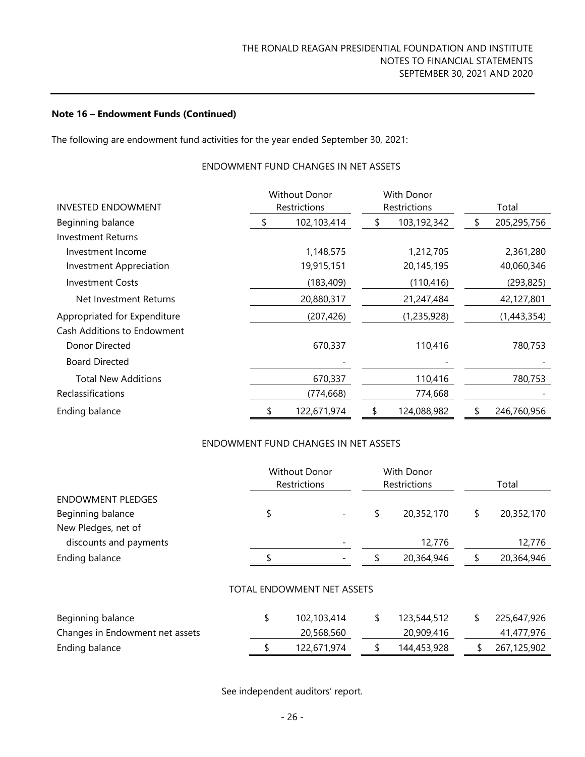**Note 16 – Endowment Funds (Continued)**

The following are endowment fund activities for the year ended September 30, 2021:

ENDOWMENT FUND CHANGES IN NET ASSETS

| INVESTED ENDOWMENT | Without Donor Restrictions | With Donor Restrictions | Total |
|---|---|---|---|
| Beginning balance | $ 102,103,414 | $ 103,192,342 | $ 205,295,756 |
| Investment Returns | | | |
| Investment Income | 1,148,575 | 1,212,705 | 2,361,280 |
| Investment Appreciation | 19,915,151 | 20,145,195 | 40,060,346 |
| Investment Costs | (183,409) | (110,416) | (293,825) |
| Net Investment Returns | 20,880,317 | 21,247,484 | 42,127,801 |
| Appropriated for Expenditure | (207,426) | (1,235,928) | (1,443,354) |
| Cash Additions to Endowment | | | |
| Donor Directed | 670,337 | 110,416 | 780,753 |
| Board Directed | - | - | - |
| Total New Additions | 670,337 | 110,416 | 780,753 |
| Reclassifications | (774,668) | 774,668 | - |
| Ending balance | $ 122,671,974 | $ 124,088,982 | $ 246,760,956 |

ENDOWMENT FUND CHANGES IN NET ASSETS

| | Without Donor Restrictions | With Donor Restrictions | Total |
|---|---|---|---|
| ENDOWMENT PLEDGES | | | |
| Beginning balance | $ - | $ 20,352,170 | $ 20,352,170 |
| New Pledges, net of discounts and payments | - | 12,776 | 12,776 |
| Ending balance | $ - | $ 20,364,946 | $ 20,364,946 |

TOTAL ENDOWMENT NET ASSETS

| | Without Donor Restrictions | With Donor Restrictions | Total |
|---|---|---|---|
| Beginning balance | $ 102,103,414 | $ 123,544,512 | $ 225,647,926 |
| Changes in Endowment net assets | 20,568,560 | 20,909,416 | 41,477,976 |
| Ending balance | $ 122,671,974 | $ 144,453,928 | $ 267,125,902 |

See independent auditors' report.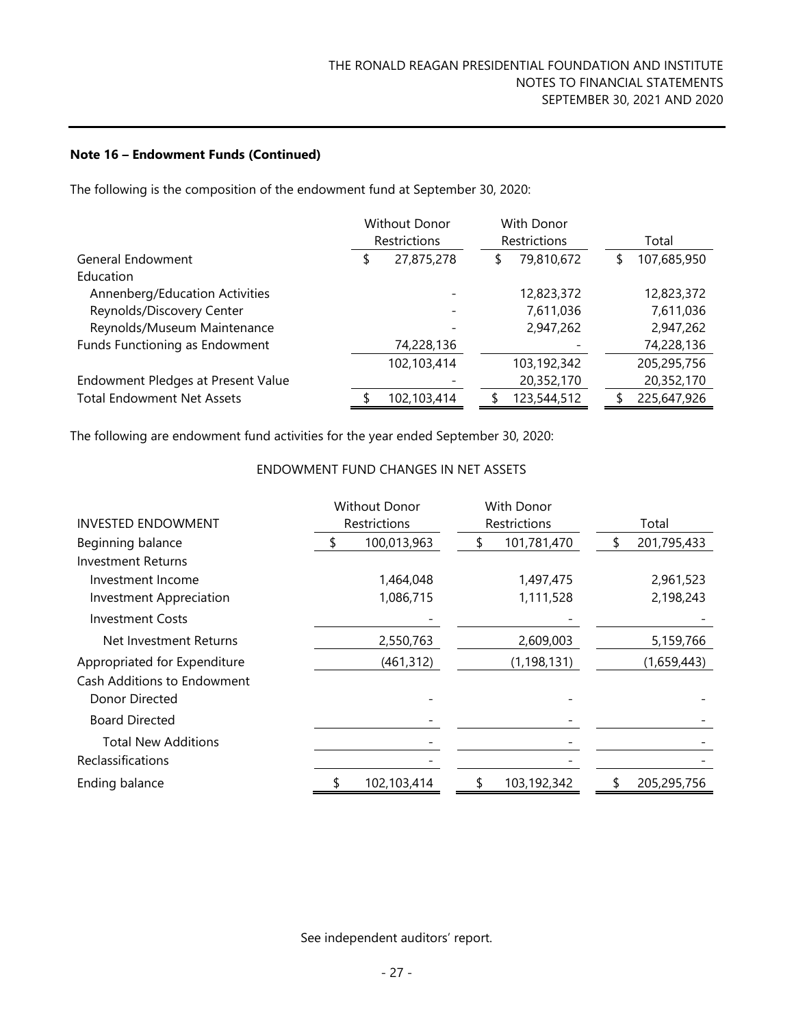**Note 16 – Endowment Funds (Continued)**

The following is the composition of the endowment fund at September 30, 2020:

| | Without Donor Restrictions | With Donor Restrictions | Total |
|---|---|---|---|
| General Endowment | $ 27,875,278 | $ 79,810,672 | $ 107,685,950 |
| Education | | | |
| Annenberg/Education Activities | - | 12,823,372 | 12,823,372 |
| Reynolds/Discovery Center | - | 7,611,036 | 7,611,036 |
| Reynolds/Museum Maintenance | - | 2,947,262 | 2,947,262 |
| Funds Functioning as Endowment | 74,228,136 | - | 74,228,136 |
| | 102,103,414 | 103,192,342 | 205,295,756 |
| Endowment Pledges at Present Value | - | 20,352,170 | 20,352,170 |
| Total Endowment Net Assets | $ 102,103,414 | $ 123,544,512 | $ 225,647,926 |

The following are endowment fund activities for the year ended September 30, 2020:

ENDOWMENT FUND CHANGES IN NET ASSETS

| INVESTED ENDOWMENT | Without Donor Restrictions | With Donor Restrictions | Total |
|---|---|---|---|
| Beginning balance | $ 100,013,963 | $ 101,781,470 | $ 201,795,433 |
| Investment Returns | | | |
| Investment Income | 1,464,048 | 1,497,475 | 2,961,523 |
| Investment Appreciation | 1,086,715 | 1,111,528 | 2,198,243 |
| Investment Costs | - | - | - |
| Net Investment Returns | 2,550,763 | 2,609,003 | 5,159,766 |
| Appropriated for Expenditure | (461,312) | (1,198,131) | (1,659,443) |
| Cash Additions to Endowment | | | |
| Donor Directed | - | - | - |
| Board Directed | - | - | - |
| Total New Additions | - | - | - |
| Reclassifications | - | - | - |
| Ending balance | $ 102,103,414 | $ 103,192,342 | $ 205,295,756 |

See independent auditors' report.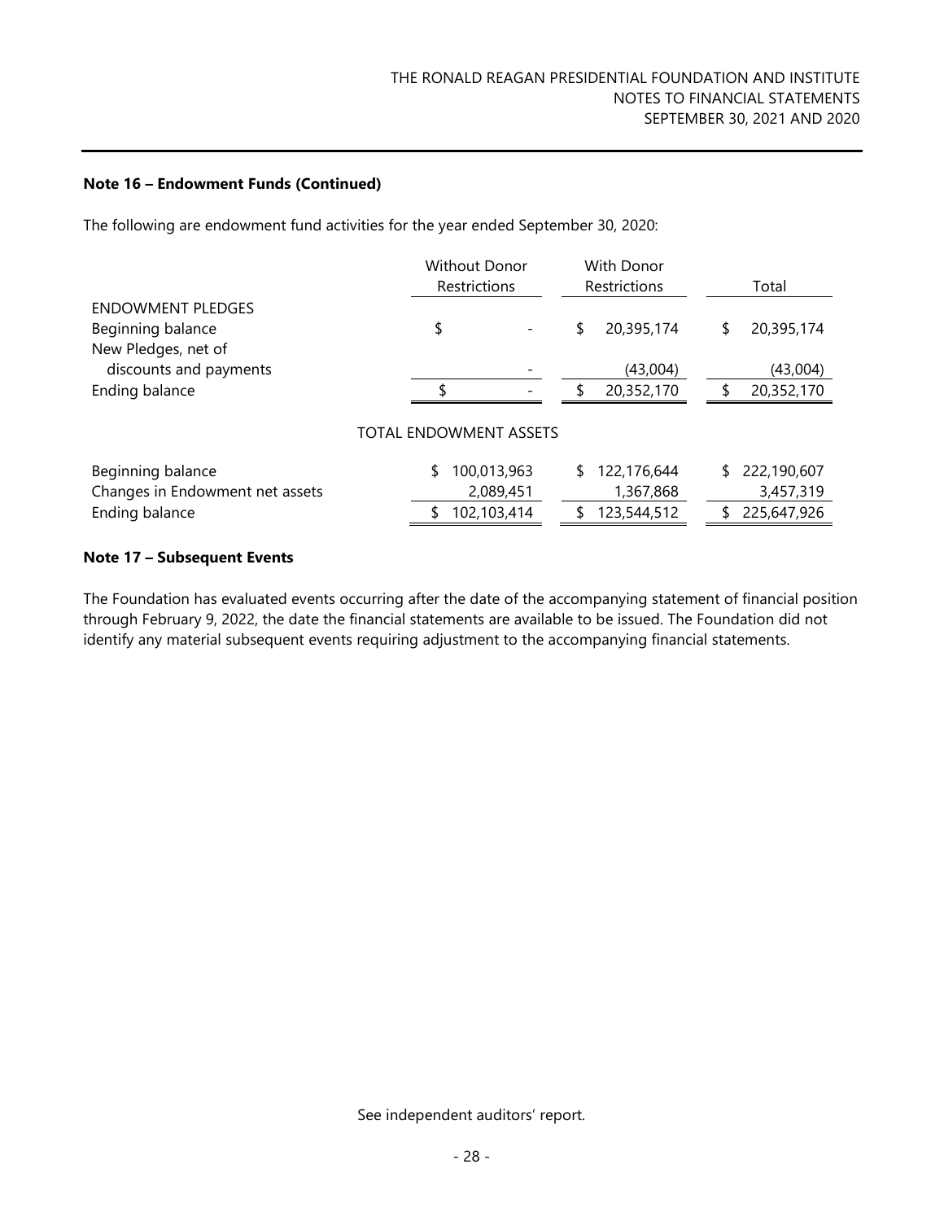**Note 16 – Endowment Funds (Continued)**

The following are endowment fund activities for the year ended September 30, 2020:

| | Without Donor Restrictions | With Donor Restrictions | Total |
|---|---|---|---|
| ENDOWMENT PLEDGES | | | |
| Beginning balance | $ - | $ 20,395,174 | $ 20,395,174 |
| New Pledges, net of discounts and payments | - | (43,004) | (43,004) |
| Ending balance | $ - | $ 20,352,170 | $ 20,352,170 |
| TOTAL ENDOWMENT ASSETS | | | |
| Beginning balance | $ 100,013,963 | $ 122,176,644 | $ 222,190,607 |
| Changes in Endowment net assets | 2,089,451 | 1,367,868 | 3,457,319 |
| Ending balance | $ 102,103,414 | $ 123,544,512 | $ 225,647,926 |

**Note 17 – Subsequent Events**

The Foundation has evaluated events occurring after the date of the accompanying statement of financial position through February 9, 2022, the date the financial statements are available to be issued. The Foundation did not identify any material subsequent events requiring adjustment to the accompanying financial statements.

See independent auditors' report.